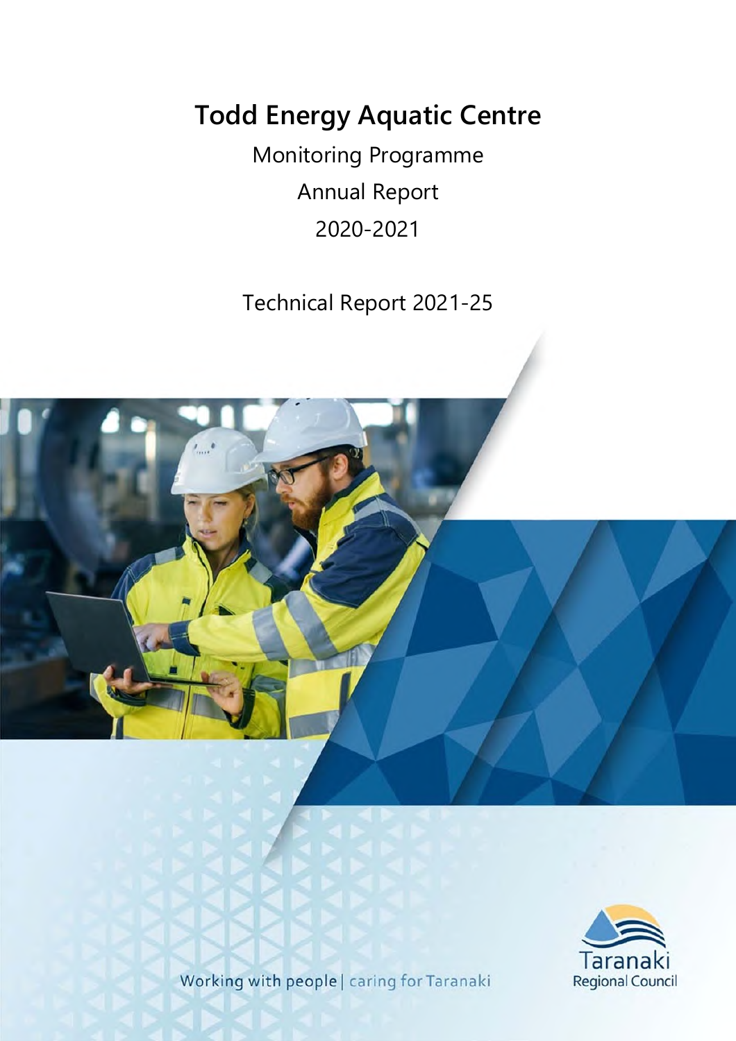# Todd Energy Aquatic Centre

Monitoring Programme

Annual Report

2020-2021

Technical Report 2021-25

Working with people | caring for Taranaki

Taranaki Regional Council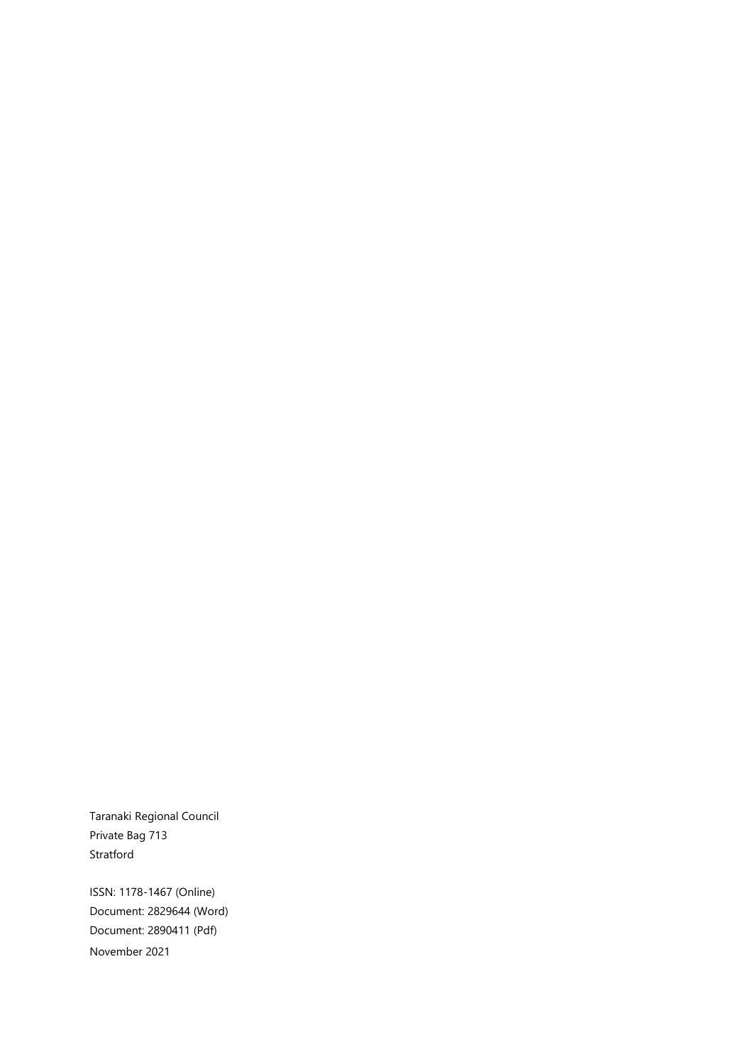Taranaki Regional Council
Private Bag 713
Stratford

ISSN: 1178-1467 (Online)
Document: 2829644 (Word)
Document: 2890411 (Pdf)
November 2021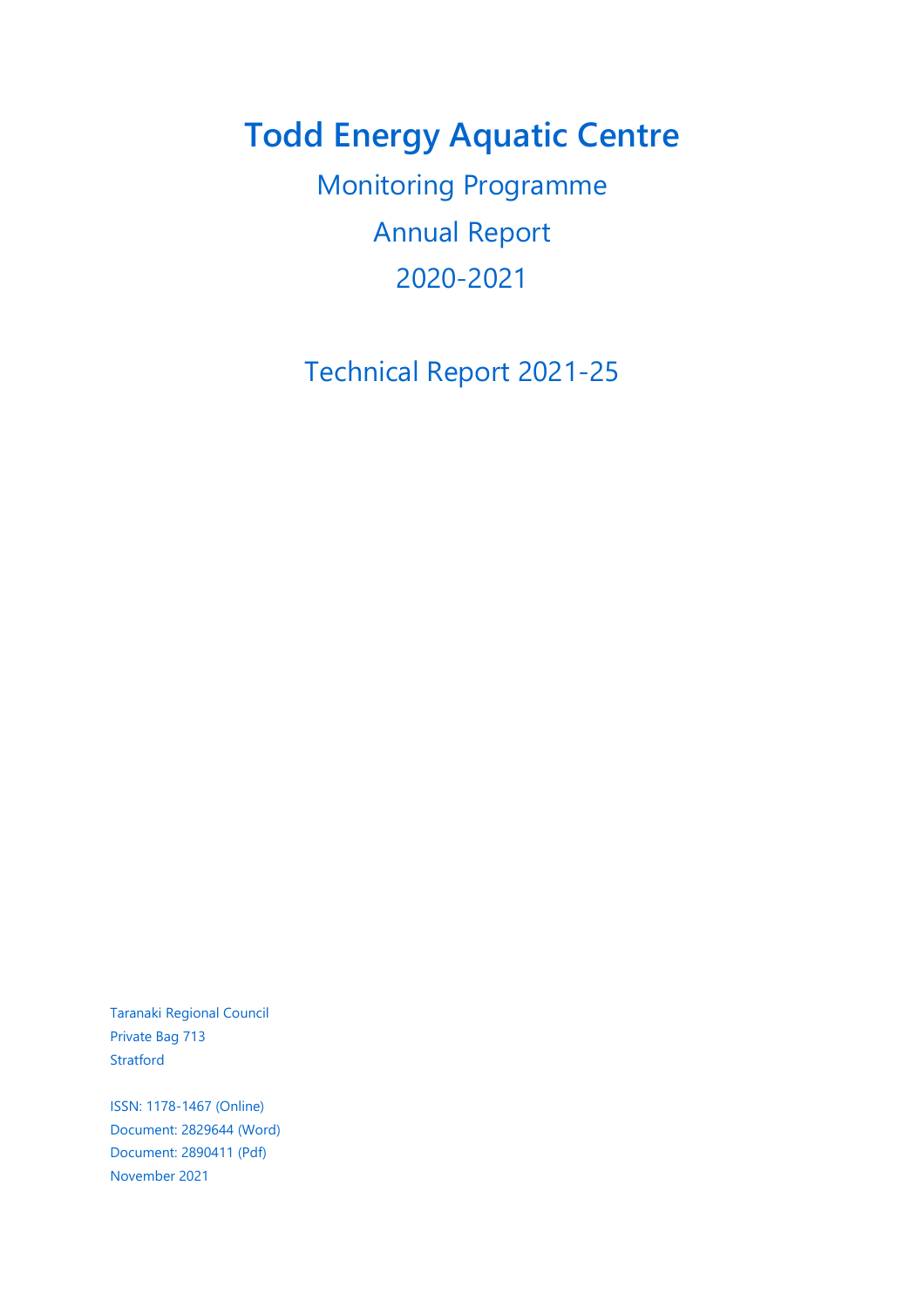# Todd Energy Aquatic Centre

## Monitoring Programme

## Annual Report

## 2020-2021

## Technical Report 2021-25

Taranaki Regional Council
Private Bag 713
Stratford

ISSN: 1178-1467 (Online)
Document: 2829644 (Word)
Document: 2890411 (Pdf)
November 2021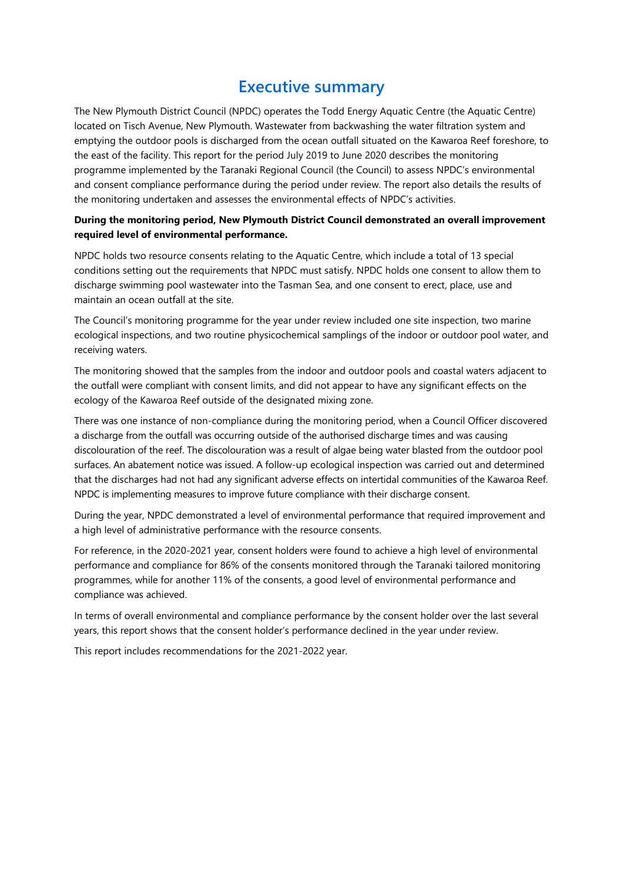# Executive summary

The New Plymouth District Council (NPDC) operates the Todd Energy Aquatic Centre (the Aquatic Centre) located on Tisch Avenue, New Plymouth. Wastewater from backwashing the water filtration system and emptying the outdoor pools is discharged from the ocean outfall situated on the Kawaroa Reef foreshore, to the east of the facility. This report for the period July 2019 to June 2020 describes the monitoring programme implemented by the Taranaki Regional Council (the Council) to assess NPDC's environmental and consent compliance performance during the period under review. The report also details the results of the monitoring undertaken and assesses the environmental effects of NPDC's activities.

**During the monitoring period, New Plymouth District Council demonstrated an overall improvement required level of environmental performance.**

NPDC holds two resource consents relating to the Aquatic Centre, which include a total of 13 special conditions setting out the requirements that NPDC must satisfy. NPDC holds one consent to allow them to discharge swimming pool wastewater into the Tasman Sea, and one consent to erect, place, use and maintain an ocean outfall at the site.

The Council's monitoring programme for the year under review included one site inspection, two marine ecological inspections, and two routine physicochemical samplings of the indoor or outdoor pool water, and receiving waters.

The monitoring showed that the samples from the indoor and outdoor pools and coastal waters adjacent to the outfall were compliant with consent limits, and did not appear to have any significant effects on the ecology of the Kawaroa Reef outside of the designated mixing zone.

There was one instance of non-compliance during the monitoring period, when a Council Officer discovered a discharge from the outfall was occurring outside of the authorised discharge times and was causing discolouration of the reef. The discolouration was a result of algae being water blasted from the outdoor pool surfaces. An abatement notice was issued. A follow-up ecological inspection was carried out and determined that the discharges had not had any significant adverse effects on intertidal communities of the Kawaroa Reef. NPDC is implementing measures to improve future compliance with their discharge consent.

During the year, NPDC demonstrated a level of environmental performance that required improvement and a high level of administrative performance with the resource consents.

For reference, in the 2020-2021 year, consent holders were found to achieve a high level of environmental performance and compliance for 86% of the consents monitored through the Taranaki tailored monitoring programmes, while for another 11% of the consents, a good level of environmental performance and compliance was achieved.

In terms of overall environmental and compliance performance by the consent holder over the last several years, this report shows that the consent holder's performance declined in the year under review.

This report includes recommendations for the 2021-2022 year.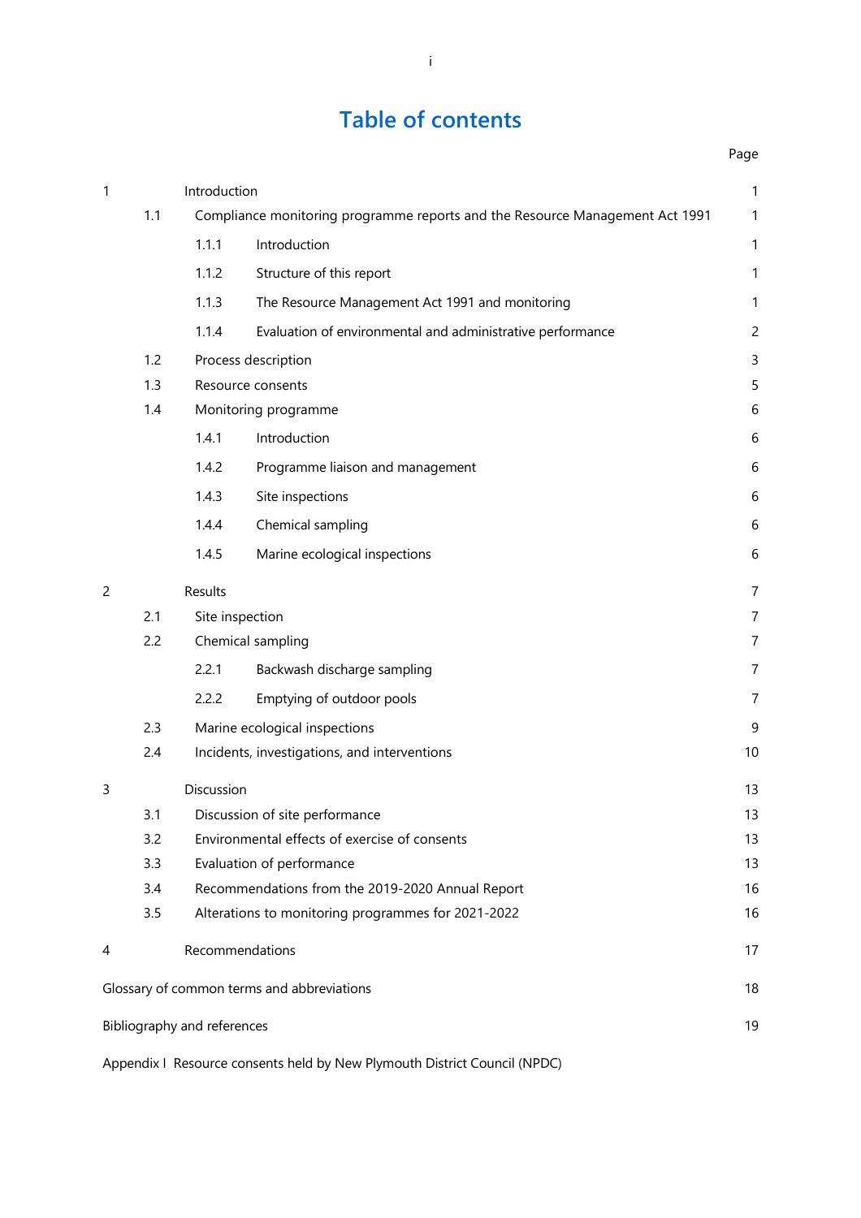# Table of contents

| | | | Page |
|---|---|---|---|
| 1 | Introduction | | 1 |
| | 1.1 | Compliance monitoring programme reports and the Resource Management Act 1991 | 1 |
| | | 1.1.1 Introduction | 1 |
| | | 1.1.2 Structure of this report | 1 |
| | | 1.1.3 The Resource Management Act 1991 and monitoring | 1 |
| | | 1.1.4 Evaluation of environmental and administrative performance | 2 |
| | 1.2 | Process description | 3 |
| | 1.3 | Resource consents | 5 |
| | 1.4 | Monitoring programme | 6 |
| | | 1.4.1 Introduction | 6 |
| | | 1.4.2 Programme liaison and management | 6 |
| | | 1.4.3 Site inspections | 6 |
| | | 1.4.4 Chemical sampling | 6 |
| | | 1.4.5 Marine ecological inspections | 6 |
| 2 | Results | | 7 |
| | 2.1 | Site inspection | 7 |
| | 2.2 | Chemical sampling | 7 |
| | | 2.2.1 Backwash discharge sampling | 7 |
| | | 2.2.2 Emptying of outdoor pools | 7 |
| | 2.3 | Marine ecological inspections | 9 |
| | 2.4 | Incidents, investigations, and interventions | 10 |
| 3 | Discussion | | 13 |
| | 3.1 | Discussion of site performance | 13 |
| | 3.2 | Environmental effects of exercise of consents | 13 |
| | 3.3 | Evaluation of performance | 13 |
| | 3.4 | Recommendations from the 2019-2020 Annual Report | 16 |
| | 3.5 | Alterations to monitoring programmes for 2021-2022 | 16 |
| 4 | Recommendations | | 17 |
| Glossary of common terms and abbreviations | | | 18 |
| Bibliography and references | | | 19 |
| Appendix I Resource consents held by New Plymouth District Council (NPDC) | | | |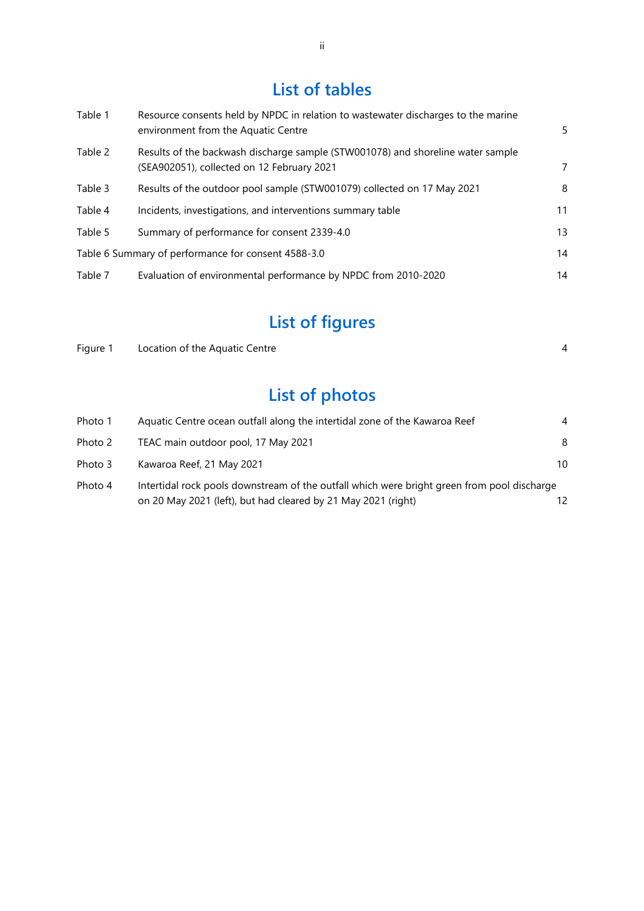# List of tables

| | | |
|---|---|---|
| Table 1 | Resource consents held by NPDC in relation to wastewater discharges to the marine environment from the Aquatic Centre | 5 |
| Table 2 | Results of the backwash discharge sample (STW001078) and shoreline water sample (SEA902051), collected on 12 February 2021 | 7 |
| Table 3 | Results of the outdoor pool sample (STW001079) collected on 17 May 2021 | 8 |
| Table 4 | Incidents, investigations, and interventions summary table | 11 |
| Table 5 | Summary of performance for consent 2339-4.0 | 13 |
| Table 6 | Summary of performance for consent 4588-3.0 | 14 |
| Table 7 | Evaluation of environmental performance by NPDC from 2010-2020 | 14 |

# List of figures

| | | |
|---|---|---|
| Figure 1 | Location of the Aquatic Centre | 4 |

# List of photos

| | | |
|---|---|---|
| Photo 1 | Aquatic Centre ocean outfall along the intertidal zone of the Kawaroa Reef | 4 |
| Photo 2 | TEAC main outdoor pool, 17 May 2021 | 8 |
| Photo 3 | Kawaroa Reef, 21 May 2021 | 10 |
| Photo 4 | Intertidal rock pools downstream of the outfall which were bright green from pool discharge on 20 May 2021 (left), but had cleared by 21 May 2021 (right) | 12 |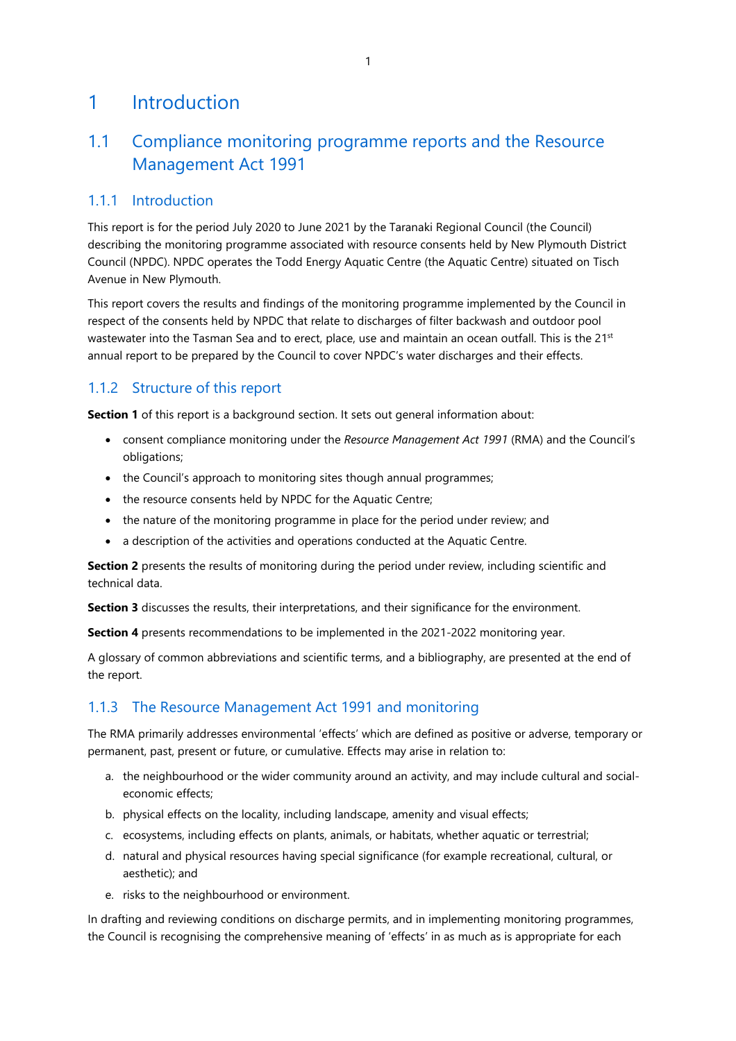# 1 Introduction

## 1.1 Compliance monitoring programme reports and the Resource Management Act 1991

### 1.1.1 Introduction

This report is for the period July 2020 to June 2021 by the Taranaki Regional Council (the Council) describing the monitoring programme associated with resource consents held by New Plymouth District Council (NPDC). NPDC operates the Todd Energy Aquatic Centre (the Aquatic Centre) situated on Tisch Avenue in New Plymouth.

This report covers the results and findings of the monitoring programme implemented by the Council in respect of the consents held by NPDC that relate to discharges of filter backwash and outdoor pool wastewater into the Tasman Sea and to erect, place, use and maintain an ocean outfall. This is the 21st annual report to be prepared by the Council to cover NPDC's water discharges and their effects.

### 1.1.2 Structure of this report

**Section 1** of this report is a background section. It sets out general information about:

- consent compliance monitoring under the *Resource Management Act 1991* (RMA) and the Council's obligations;
- the Council's approach to monitoring sites though annual programmes;
- the resource consents held by NPDC for the Aquatic Centre;
- the nature of the monitoring programme in place for the period under review; and
- a description of the activities and operations conducted at the Aquatic Centre.

**Section 2** presents the results of monitoring during the period under review, including scientific and technical data.

**Section 3** discusses the results, their interpretations, and their significance for the environment.

**Section 4** presents recommendations to be implemented in the 2021-2022 monitoring year.

A glossary of common abbreviations and scientific terms, and a bibliography, are presented at the end of the report.

### 1.1.3 The Resource Management Act 1991 and monitoring

The RMA primarily addresses environmental 'effects' which are defined as positive or adverse, temporary or permanent, past, present or future, or cumulative. Effects may arise in relation to:

a. the neighbourhood or the wider community around an activity, and may include cultural and social-economic effects;
b. physical effects on the locality, including landscape, amenity and visual effects;
c. ecosystems, including effects on plants, animals, or habitats, whether aquatic or terrestrial;
d. natural and physical resources having special significance (for example recreational, cultural, or aesthetic); and
e. risks to the neighbourhood or environment.

In drafting and reviewing conditions on discharge permits, and in implementing monitoring programmes, the Council is recognising the comprehensive meaning of 'effects' in as much as is appropriate for each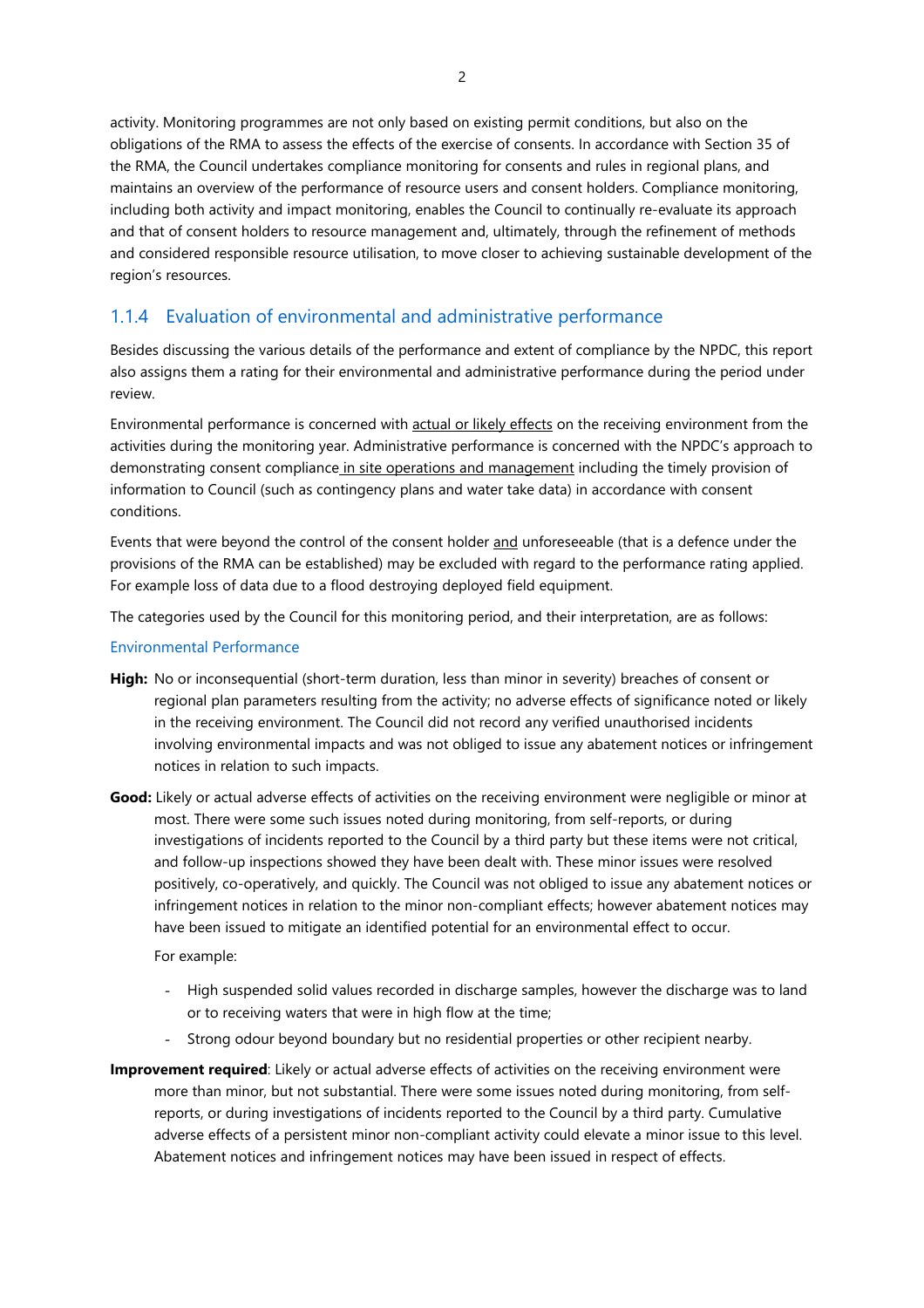activity. Monitoring programmes are not only based on existing permit conditions, but also on the obligations of the RMA to assess the effects of the exercise of consents. In accordance with Section 35 of the RMA, the Council undertakes compliance monitoring for consents and rules in regional plans, and maintains an overview of the performance of resource users and consent holders. Compliance monitoring, including both activity and impact monitoring, enables the Council to continually re-evaluate its approach and that of consent holders to resource management and, ultimately, through the refinement of methods and considered responsible resource utilisation, to move closer to achieving sustainable development of the region's resources.

### 1.1.4 Evaluation of environmental and administrative performance

Besides discussing the various details of the performance and extent of compliance by the NPDC, this report also assigns them a rating for their environmental and administrative performance during the period under review.

Environmental performance is concerned with actual or likely effects on the receiving environment from the activities during the monitoring year. Administrative performance is concerned with the NPDC's approach to demonstrating consent compliance in site operations and management including the timely provision of information to Council (such as contingency plans and water take data) in accordance with consent conditions.

Events that were beyond the control of the consent holder and unforeseeable (that is a defence under the provisions of the RMA can be established) may be excluded with regard to the performance rating applied. For example loss of data due to a flood destroying deployed field equipment.

The categories used by the Council for this monitoring period, and their interpretation, are as follows:

#### Environmental Performance

**High:** No or inconsequential (short-term duration, less than minor in severity) breaches of consent or regional plan parameters resulting from the activity; no adverse effects of significance noted or likely in the receiving environment. The Council did not record any verified unauthorised incidents involving environmental impacts and was not obliged to issue any abatement notices or infringement notices in relation to such impacts.

**Good:** Likely or actual adverse effects of activities on the receiving environment were negligible or minor at most. There were some such issues noted during monitoring, from self-reports, or during investigations of incidents reported to the Council by a third party but these items were not critical, and follow-up inspections showed they have been dealt with. These minor issues were resolved positively, co-operatively, and quickly. The Council was not obliged to issue any abatement notices or infringement notices in relation to the minor non-compliant effects; however abatement notices may have been issued to mitigate an identified potential for an environmental effect to occur.

For example:

- High suspended solid values recorded in discharge samples, however the discharge was to land or to receiving waters that were in high flow at the time;
- Strong odour beyond boundary but no residential properties or other recipient nearby.

**Improvement required**: Likely or actual adverse effects of activities on the receiving environment were more than minor, but not substantial. There were some issues noted during monitoring, from self-reports, or during investigations of incidents reported to the Council by a third party. Cumulative adverse effects of a persistent minor non-compliant activity could elevate a minor issue to this level. Abatement notices and infringement notices may have been issued in respect of effects.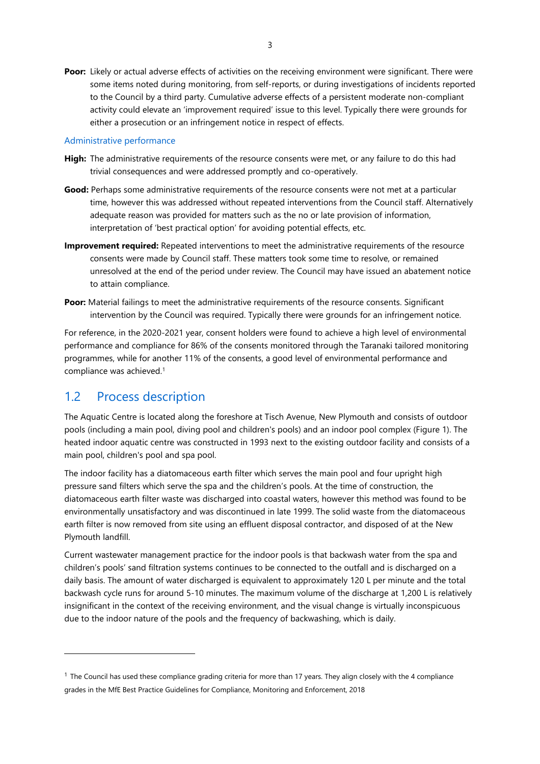**Poor:** Likely or actual adverse effects of activities on the receiving environment were significant. There were some items noted during monitoring, from self-reports, or during investigations of incidents reported to the Council by a third party. Cumulative adverse effects of a persistent moderate non-compliant activity could elevate an 'improvement required' issue to this level. Typically there were grounds for either a prosecution or an infringement notice in respect of effects.

#### Administrative performance

**High:** The administrative requirements of the resource consents were met, or any failure to do this had trivial consequences and were addressed promptly and co-operatively.

**Good:** Perhaps some administrative requirements of the resource consents were not met at a particular time, however this was addressed without repeated interventions from the Council staff. Alternatively adequate reason was provided for matters such as the no or late provision of information, interpretation of 'best practical option' for avoiding potential effects, etc.

**Improvement required:** Repeated interventions to meet the administrative requirements of the resource consents were made by Council staff. These matters took some time to resolve, or remained unresolved at the end of the period under review. The Council may have issued an abatement notice to attain compliance.

**Poor:** Material failings to meet the administrative requirements of the resource consents. Significant intervention by the Council was required. Typically there were grounds for an infringement notice.

For reference, in the 2020-2021 year, consent holders were found to achieve a high level of environmental performance and compliance for 86% of the consents monitored through the Taranaki tailored monitoring programmes, while for another 11% of the consents, a good level of environmental performance and compliance was achieved.[1]

## 1.2 Process description

The Aquatic Centre is located along the foreshore at Tisch Avenue, New Plymouth and consists of outdoor pools (including a main pool, diving pool and children's pools) and an indoor pool complex (Figure 1). The heated indoor aquatic centre was constructed in 1993 next to the existing outdoor facility and consists of a main pool, children's pool and spa pool.

The indoor facility has a diatomaceous earth filter which serves the main pool and four upright high pressure sand filters which serve the spa and the children's pools. At the time of construction, the diatomaceous earth filter waste was discharged into coastal waters, however this method was found to be environmentally unsatisfactory and was discontinued in late 1999. The solid waste from the diatomaceous earth filter is now removed from site using an effluent disposal contractor, and disposed of at the New Plymouth landfill.

Current wastewater management practice for the indoor pools is that backwash water from the spa and children's pools' sand filtration systems continues to be connected to the outfall and is discharged on a daily basis. The amount of water discharged is equivalent to approximately 120 L per minute and the total backwash cycle runs for around 5-10 minutes. The maximum volume of the discharge at 1,200 L is relatively insignificant in the context of the receiving environment, and the visual change is virtually inconspicuous due to the indoor nature of the pools and the frequency of backwashing, which is daily.

---

[1] The Council has used these compliance grading criteria for more than 17 years. They align closely with the 4 compliance grades in the MfE Best Practice Guidelines for Compliance, Monitoring and Enforcement, 2018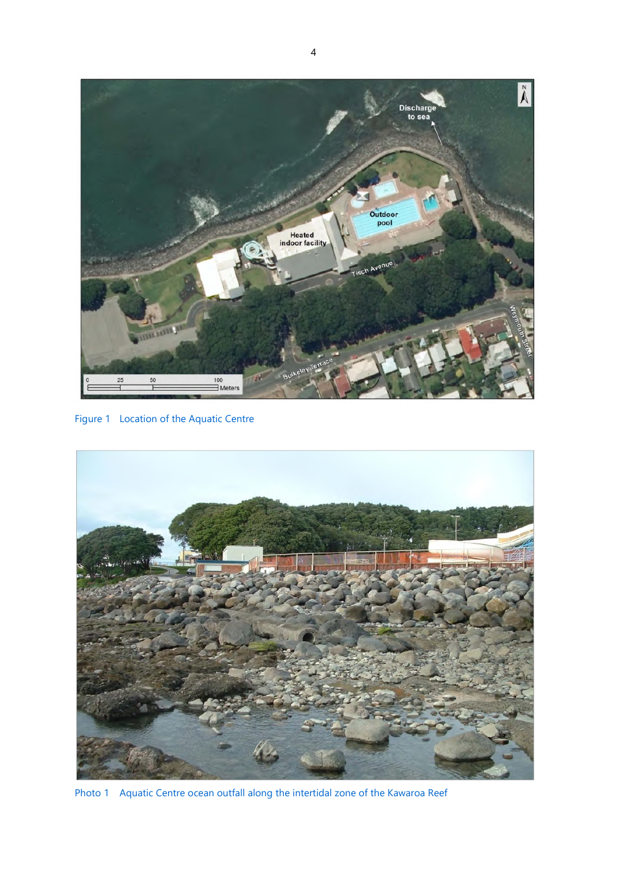Figure 1 Location of the Aquatic Centre

Photo 1 Aquatic Centre ocean outfall along the intertidal zone of the Kawaroa Reef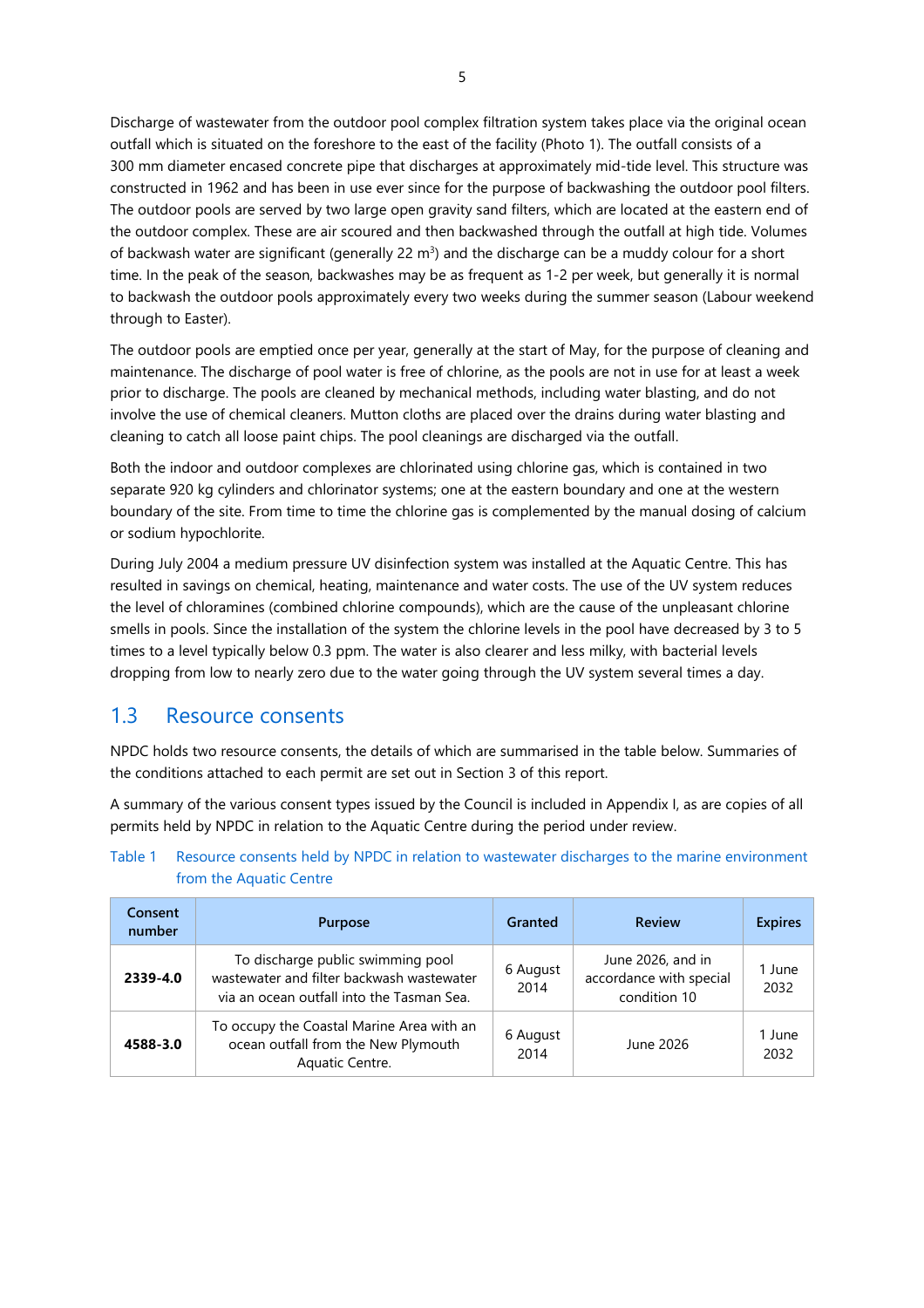Discharge of wastewater from the outdoor pool complex filtration system takes place via the original ocean outfall which is situated on the foreshore to the east of the facility (Photo 1). The outfall consists of a 300 mm diameter encased concrete pipe that discharges at approximately mid-tide level. This structure was constructed in 1962 and has been in use ever since for the purpose of backwashing the outdoor pool filters. The outdoor pools are served by two large open gravity sand filters, which are located at the eastern end of the outdoor complex. These are air scoured and then backwashed through the outfall at high tide. Volumes of backwash water are significant (generally 22 $m^3$) and the discharge can be a muddy colour for a short time. In the peak of the season, backwashes may be as frequent as 1-2 per week, but generally it is normal to backwash the outdoor pools approximately every two weeks during the summer season (Labour weekend through to Easter).

The outdoor pools are emptied once per year, generally at the start of May, for the purpose of cleaning and maintenance. The discharge of pool water is free of chlorine, as the pools are not in use for at least a week prior to discharge. The pools are cleaned by mechanical methods, including water blasting, and do not involve the use of chemical cleaners. Mutton cloths are placed over the drains during water blasting and cleaning to catch all loose paint chips. The pool cleanings are discharged via the outfall.

Both the indoor and outdoor complexes are chlorinated using chlorine gas, which is contained in two separate 920 kg cylinders and chlorinator systems; one at the eastern boundary and one at the western boundary of the site. From time to time the chlorine gas is complemented by the manual dosing of calcium or sodium hypochlorite.

During July 2004 a medium pressure UV disinfection system was installed at the Aquatic Centre. This has resulted in savings on chemical, heating, maintenance and water costs. The use of the UV system reduces the level of chloramines (combined chlorine compounds), which are the cause of the unpleasant chlorine smells in pools. Since the installation of the system the chlorine levels in the pool have decreased by 3 to 5 times to a level typically below 0.3 ppm. The water is also clearer and less milky, with bacterial levels dropping from low to nearly zero due to the water going through the UV system several times a day.

## 1.3 Resource consents

NPDC holds two resource consents, the details of which are summarised in the table below. Summaries of the conditions attached to each permit are set out in Section 3 of this report.

A summary of the various consent types issued by the Council is included in Appendix I, as are copies of all permits held by NPDC in relation to the Aquatic Centre during the period under review.

Table 1 Resource consents held by NPDC in relation to wastewater discharges to the marine environment from the Aquatic Centre

| Consent number | Purpose | Granted | Review | Expires |
|---|---|---|---|---|
| **2339-4.0** | To discharge public swimming pool wastewater and filter backwash wastewater via an ocean outfall into the Tasman Sea. | 6 August 2014 | June 2026, and in accordance with special condition 10 | 1 June 2032 |
| **4588-3.0** | To occupy the Coastal Marine Area with an ocean outfall from the New Plymouth Aquatic Centre. | 6 August 2014 | June 2026 | 1 June 2032 |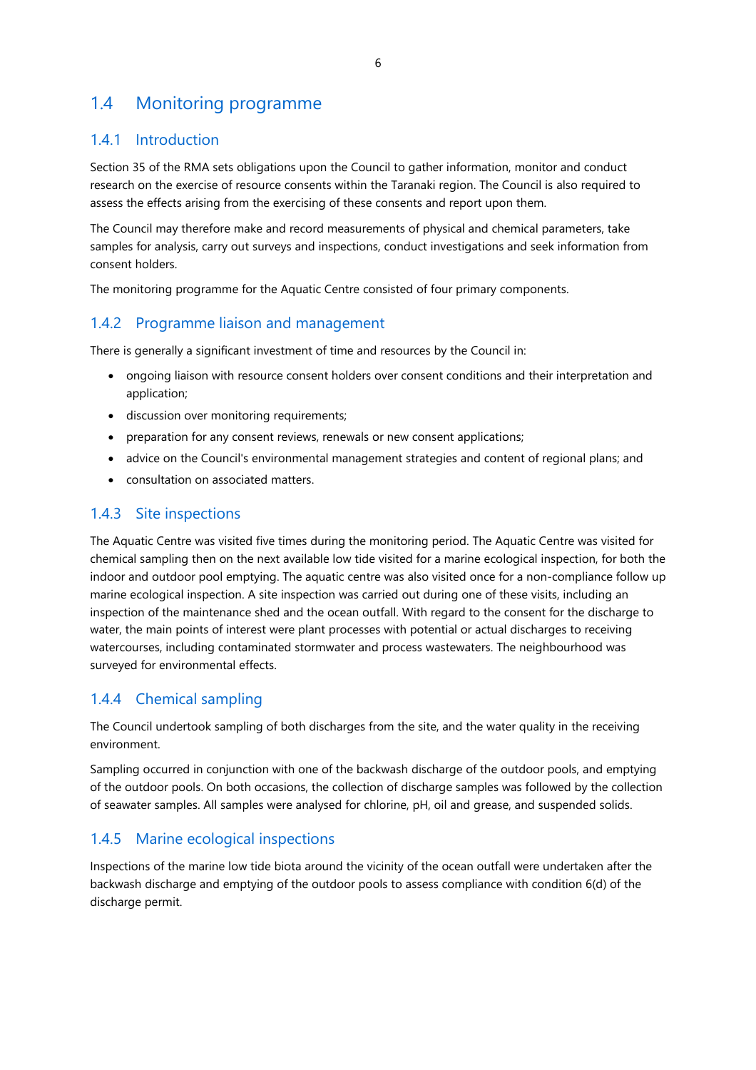## 1.4 Monitoring programme

### 1.4.1 Introduction

Section 35 of the RMA sets obligations upon the Council to gather information, monitor and conduct research on the exercise of resource consents within the Taranaki region. The Council is also required to assess the effects arising from the exercising of these consents and report upon them.

The Council may therefore make and record measurements of physical and chemical parameters, take samples for analysis, carry out surveys and inspections, conduct investigations and seek information from consent holders.

The monitoring programme for the Aquatic Centre consisted of four primary components.

### 1.4.2 Programme liaison and management

There is generally a significant investment of time and resources by the Council in:

- ongoing liaison with resource consent holders over consent conditions and their interpretation and application;
- discussion over monitoring requirements;
- preparation for any consent reviews, renewals or new consent applications;
- advice on the Council's environmental management strategies and content of regional plans; and
- consultation on associated matters.

### 1.4.3 Site inspections

The Aquatic Centre was visited five times during the monitoring period. The Aquatic Centre was visited for chemical sampling then on the next available low tide visited for a marine ecological inspection, for both the indoor and outdoor pool emptying. The aquatic centre was also visited once for a non-compliance follow up marine ecological inspection. A site inspection was carried out during one of these visits, including an inspection of the maintenance shed and the ocean outfall. With regard to the consent for the discharge to water, the main points of interest were plant processes with potential or actual discharges to receiving watercourses, including contaminated stormwater and process wastewaters. The neighbourhood was surveyed for environmental effects.

### 1.4.4 Chemical sampling

The Council undertook sampling of both discharges from the site, and the water quality in the receiving environment.

Sampling occurred in conjunction with one of the backwash discharge of the outdoor pools, and emptying of the outdoor pools. On both occasions, the collection of discharge samples was followed by the collection of seawater samples. All samples were analysed for chlorine, pH, oil and grease, and suspended solids.

### 1.4.5 Marine ecological inspections

Inspections of the marine low tide biota around the vicinity of the ocean outfall were undertaken after the backwash discharge and emptying of the outdoor pools to assess compliance with condition 6(d) of the discharge permit.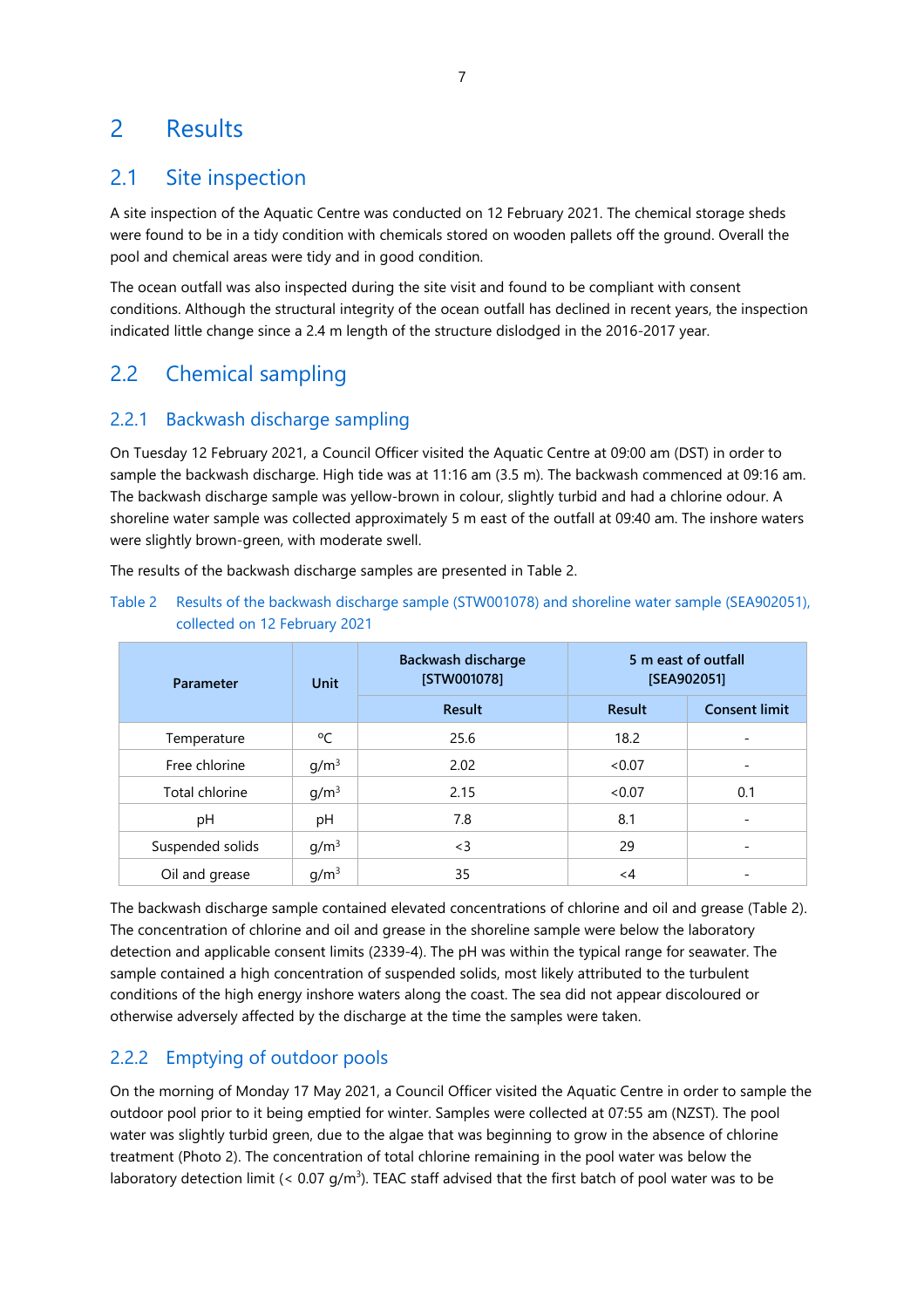# 2 Results

## 2.1 Site inspection

A site inspection of the Aquatic Centre was conducted on 12 February 2021. The chemical storage sheds were found to be in a tidy condition with chemicals stored on wooden pallets off the ground. Overall the pool and chemical areas were tidy and in good condition.

The ocean outfall was also inspected during the site visit and found to be compliant with consent conditions. Although the structural integrity of the ocean outfall has declined in recent years, the inspection indicated little change since a 2.4 m length of the structure dislodged in the 2016-2017 year.

## 2.2 Chemical sampling

### 2.2.1 Backwash discharge sampling

On Tuesday 12 February 2021, a Council Officer visited the Aquatic Centre at 09:00 am (DST) in order to sample the backwash discharge. High tide was at 11:16 am (3.5 m). The backwash commenced at 09:16 am. The backwash discharge sample was yellow-brown in colour, slightly turbid and had a chlorine odour. A shoreline water sample was collected approximately 5 m east of the outfall at 09:40 am. The inshore waters were slightly brown-green, with moderate swell.

The results of the backwash discharge samples are presented in Table 2.

Table 2 Results of the backwash discharge sample (STW001078) and shoreline water sample (SEA902051), collected on 12 February 2021

| Parameter | Unit | Backwash discharge [STW001078] | 5 m east of outfall [SEA902051] | |
|---|---|---|---|---|
| | | Result | Result | Consent limit |
| Temperature | °C | 25.6 | 18.2 | - |
| Free chlorine | $g/m^3$ | 2.02 | <0.07 | - |
| Total chlorine | $g/m^3$ | 2.15 | <0.07 | 0.1 |
| pH | pH | 7.8 | 8.1 | - |
| Suspended solids | $g/m^3$ | <3 | 29 | - |
| Oil and grease | $g/m^3$ | 35 | <4 | - |

The backwash discharge sample contained elevated concentrations of chlorine and oil and grease (Table 2). The concentration of chlorine and oil and grease in the shoreline sample were below the laboratory detection and applicable consent limits (2339-4). The pH was within the typical range for seawater. The sample contained a high concentration of suspended solids, most likely attributed to the turbulent conditions of the high energy inshore waters along the coast. The sea did not appear discoloured or otherwise adversely affected by the discharge at the time the samples were taken.

### 2.2.2 Emptying of outdoor pools

On the morning of Monday 17 May 2021, a Council Officer visited the Aquatic Centre in order to sample the outdoor pool prior to it being emptied for winter. Samples were collected at 07:55 am (NZST). The pool water was slightly turbid green, due to the algae that was beginning to grow in the absence of chlorine treatment (Photo 2). The concentration of total chlorine remaining in the pool water was below the laboratory detection limit (< 0.07 $g/m^3$). TEAC staff advised that the first batch of pool water was to be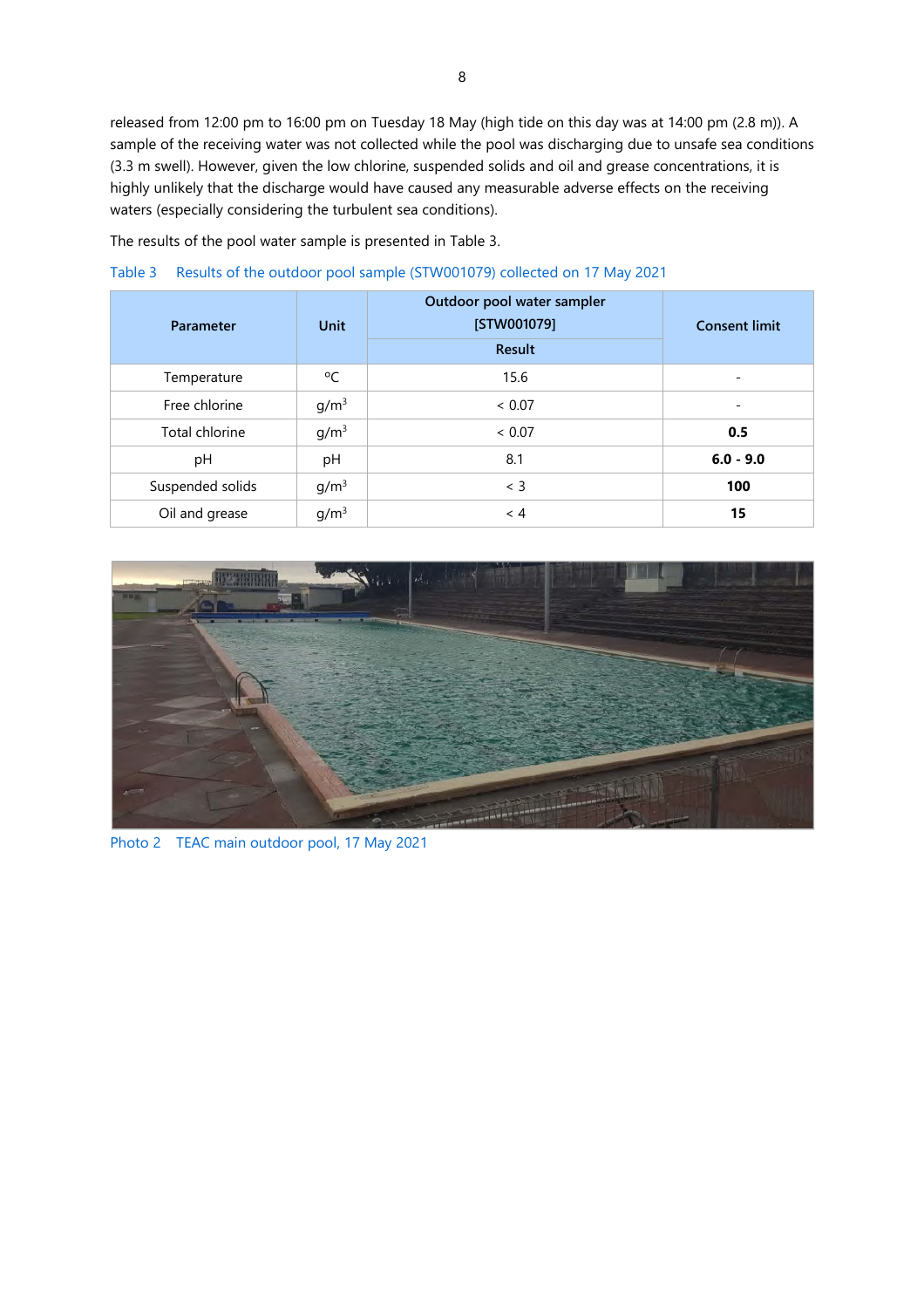released from 12:00 pm to 16:00 pm on Tuesday 18 May (high tide on this day was at 14:00 pm (2.8 m)). A sample of the receiving water was not collected while the pool was discharging due to unsafe sea conditions (3.3 m swell). However, given the low chlorine, suspended solids and oil and grease concentrations, it is highly unlikely that the discharge would have caused any measurable adverse effects on the receiving waters (especially considering the turbulent sea conditions).

The results of the pool water sample is presented in Table 3.

Table 3 Results of the outdoor pool sample (STW001079) collected on 17 May 2021

| Parameter | Unit | Outdoor pool water sampler [STW001079] | Consent limit |
|---|---|---|---|
| | | Result | |
| Temperature | °C | 15.6 | - |
| Free chlorine | g/m$^3$ | < 0.07 | - |
| Total chlorine | g/m$^3$ | < 0.07 | **0.5** |
| pH | pH | 8.1 | **6.0 - 9.0** |
| Suspended solids | g/m$^3$ | < 3 | **100** |
| Oil and grease | g/m$^3$ | < 4 | **15** |

Photo 2 TEAC main outdoor pool, 17 May 2021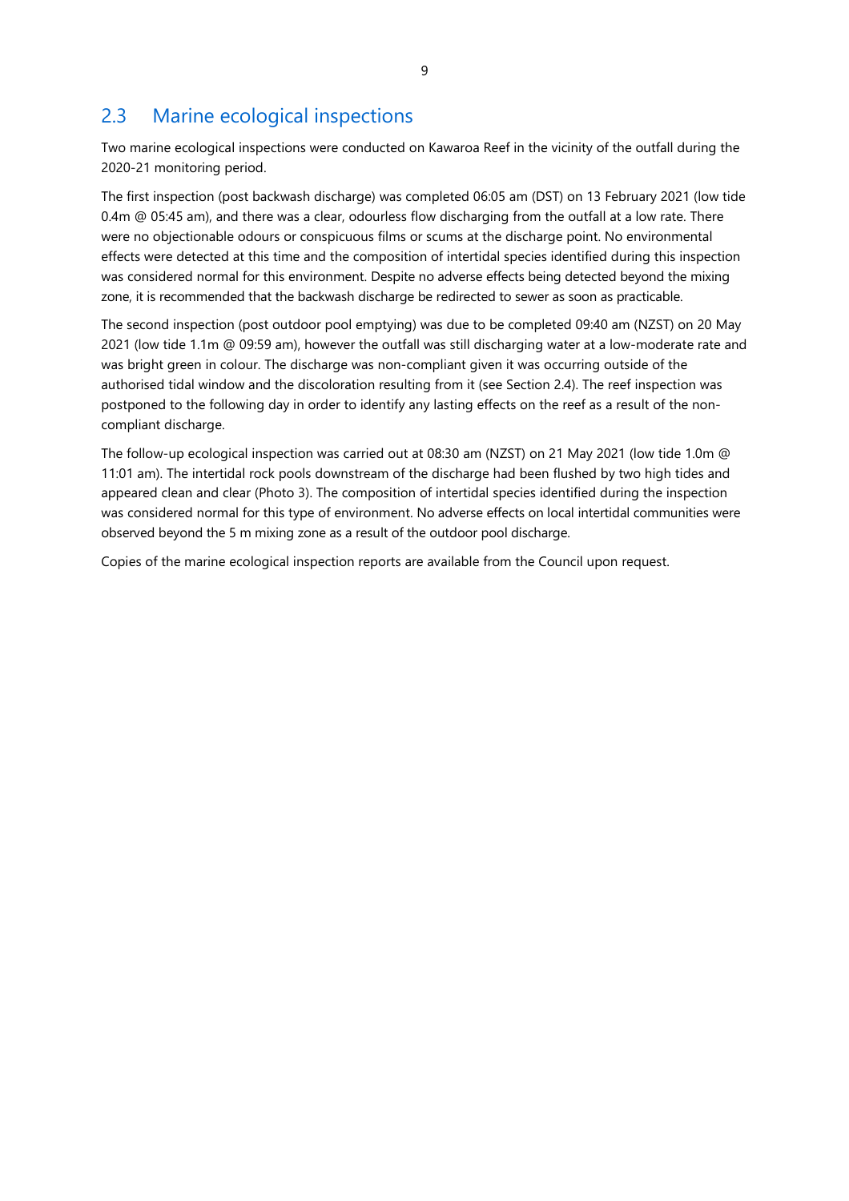## 2.3 Marine ecological inspections

Two marine ecological inspections were conducted on Kawaroa Reef in the vicinity of the outfall during the 2020-21 monitoring period.

The first inspection (post backwash discharge) was completed 06:05 am (DST) on 13 February 2021 (low tide 0.4m @ 05:45 am), and there was a clear, odourless flow discharging from the outfall at a low rate. There were no objectionable odours or conspicuous films or scums at the discharge point. No environmental effects were detected at this time and the composition of intertidal species identified during this inspection was considered normal for this environment. Despite no adverse effects being detected beyond the mixing zone, it is recommended that the backwash discharge be redirected to sewer as soon as practicable.

The second inspection (post outdoor pool emptying) was due to be completed 09:40 am (NZST) on 20 May 2021 (low tide 1.1m @ 09:59 am), however the outfall was still discharging water at a low-moderate rate and was bright green in colour. The discharge was non-compliant given it was occurring outside of the authorised tidal window and the discoloration resulting from it (see Section 2.4). The reef inspection was postponed to the following day in order to identify any lasting effects on the reef as a result of the non-compliant discharge.

The follow-up ecological inspection was carried out at 08:30 am (NZST) on 21 May 2021 (low tide 1.0m @ 11:01 am). The intertidal rock pools downstream of the discharge had been flushed by two high tides and appeared clean and clear (Photo 3). The composition of intertidal species identified during the inspection was considered normal for this type of environment. No adverse effects on local intertidal communities were observed beyond the 5 m mixing zone as a result of the outdoor pool discharge.

Copies of the marine ecological inspection reports are available from the Council upon request.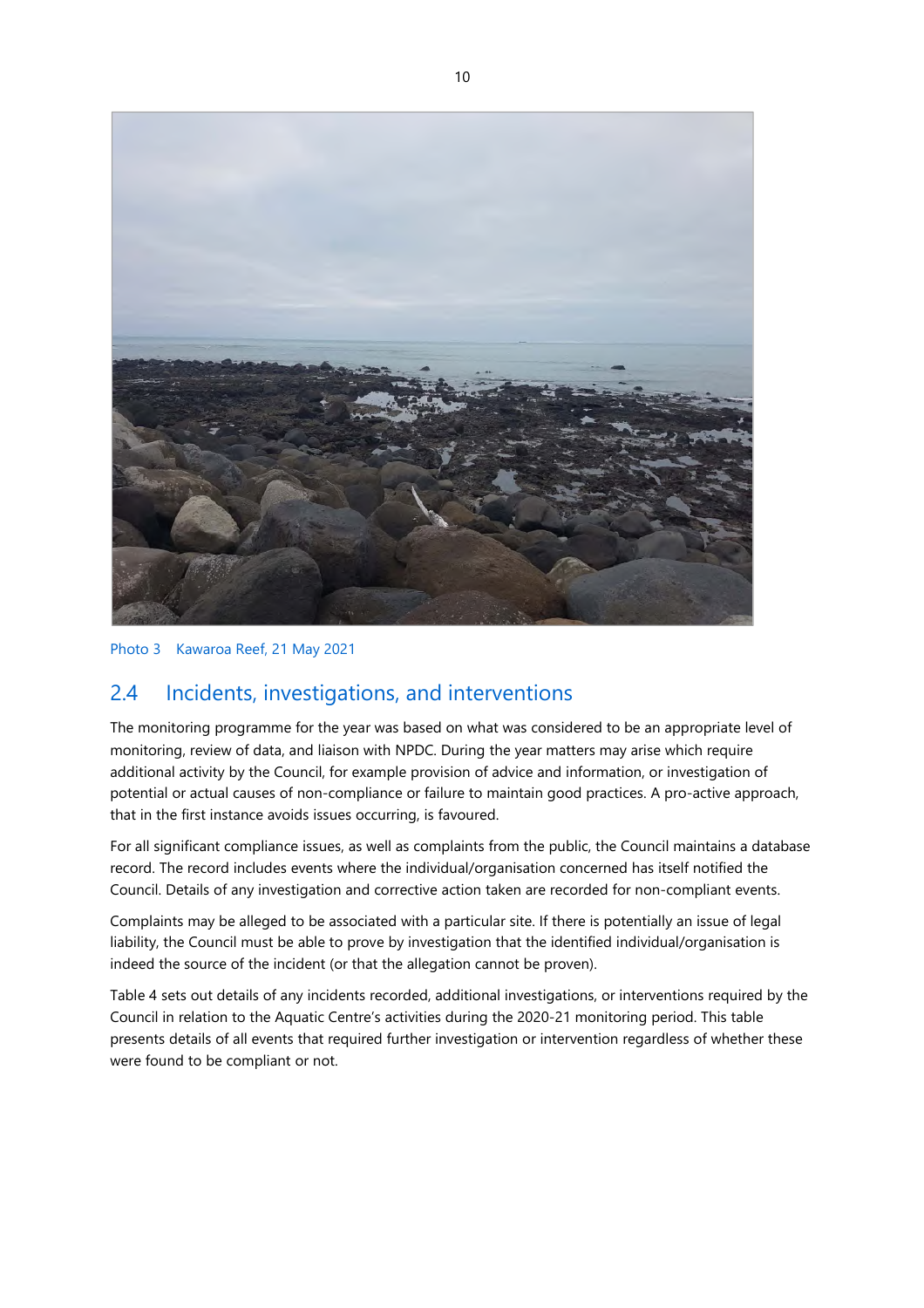Photo 3 Kawaroa Reef, 21 May 2021

## 2.4 Incidents, investigations, and interventions

The monitoring programme for the year was based on what was considered to be an appropriate level of monitoring, review of data, and liaison with NPDC. During the year matters may arise which require additional activity by the Council, for example provision of advice and information, or investigation of potential or actual causes of non-compliance or failure to maintain good practices. A pro-active approach, that in the first instance avoids issues occurring, is favoured.

For all significant compliance issues, as well as complaints from the public, the Council maintains a database record. The record includes events where the individual/organisation concerned has itself notified the Council. Details of any investigation and corrective action taken are recorded for non-compliant events.

Complaints may be alleged to be associated with a particular site. If there is potentially an issue of legal liability, the Council must be able to prove by investigation that the identified individual/organisation is indeed the source of the incident (or that the allegation cannot be proven).

Table 4 sets out details of any incidents recorded, additional investigations, or interventions required by the Council in relation to the Aquatic Centre's activities during the 2020-21 monitoring period. This table presents details of all events that required further investigation or intervention regardless of whether these were found to be compliant or not.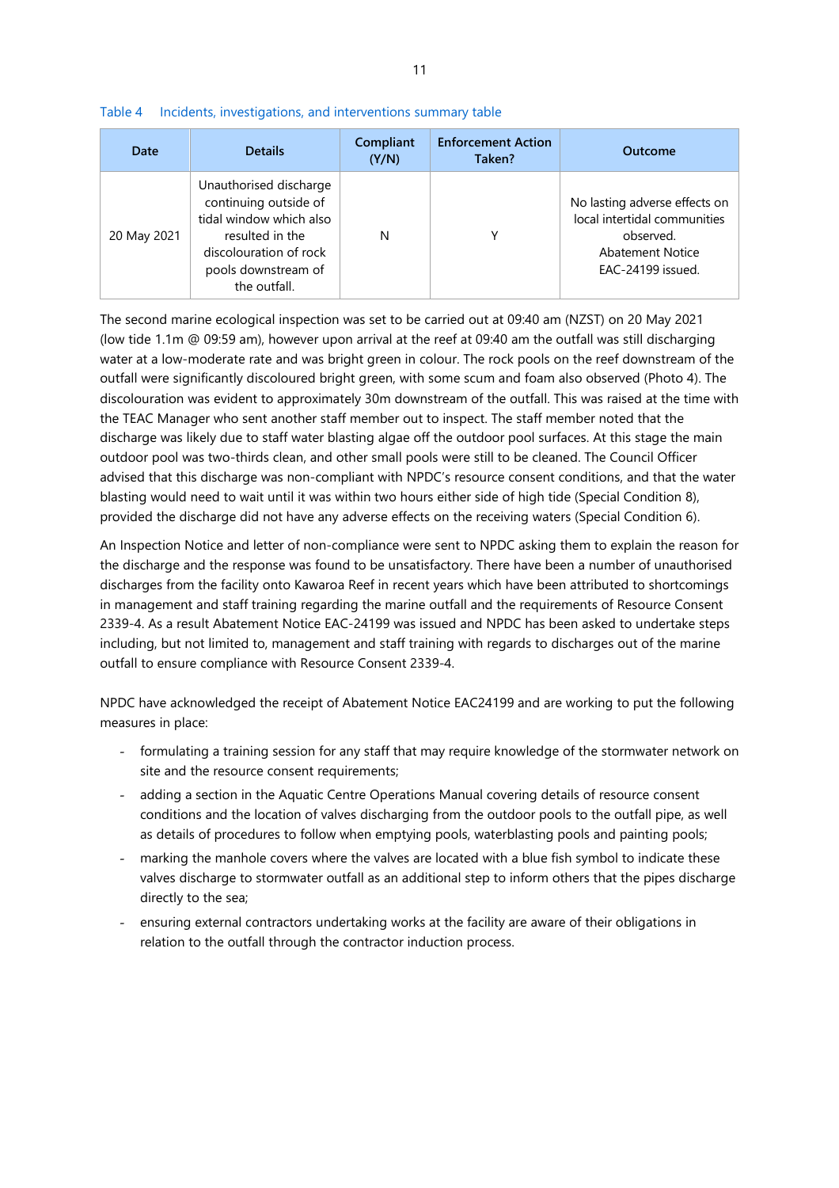Table 4 Incidents, investigations, and interventions summary table

| Date | Details | Compliant (Y/N) | Enforcement Action Taken? | Outcome |
|---|---|---|---|---|
| 20 May 2021 | Unauthorised discharge continuing outside of tidal window which also resulted in the discolouration of rock pools downstream of the outfall. | N | Y | No lasting adverse effects on local intertidal communities observed. Abatement Notice EAC-24199 issued. |

The second marine ecological inspection was set to be carried out at 09:40 am (NZST) on 20 May 2021 (low tide 1.1m @ 09:59 am), however upon arrival at the reef at 09:40 am the outfall was still discharging water at a low-moderate rate and was bright green in colour. The rock pools on the reef downstream of the outfall were significantly discoloured bright green, with some scum and foam also observed (Photo 4). The discolouration was evident to approximately 30m downstream of the outfall. This was raised at the time with the TEAC Manager who sent another staff member out to inspect. The staff member noted that the discharge was likely due to staff water blasting algae off the outdoor pool surfaces. At this stage the main outdoor pool was two-thirds clean, and other small pools were still to be cleaned. The Council Officer advised that this discharge was non-compliant with NPDC's resource consent conditions, and that the water blasting would need to wait until it was within two hours either side of high tide (Special Condition 8), provided the discharge did not have any adverse effects on the receiving waters (Special Condition 6).

An Inspection Notice and letter of non-compliance were sent to NPDC asking them to explain the reason for the discharge and the response was found to be unsatisfactory. There have been a number of unauthorised discharges from the facility onto Kawaroa Reef in recent years which have been attributed to shortcomings in management and staff training regarding the marine outfall and the requirements of Resource Consent 2339-4. As a result Abatement Notice EAC-24199 was issued and NPDC has been asked to undertake steps including, but not limited to, management and staff training with regards to discharges out of the marine outfall to ensure compliance with Resource Consent 2339-4.

NPDC have acknowledged the receipt of Abatement Notice EAC24199 and are working to put the following measures in place:

- formulating a training session for any staff that may require knowledge of the stormwater network on site and the resource consent requirements;
- adding a section in the Aquatic Centre Operations Manual covering details of resource consent conditions and the location of valves discharging from the outdoor pools to the outfall pipe, as well as details of procedures to follow when emptying pools, waterblasting pools and painting pools;
- marking the manhole covers where the valves are located with a blue fish symbol to indicate these valves discharge to stormwater outfall as an additional step to inform others that the pipes discharge directly to the sea;
- ensuring external contractors undertaking works at the facility are aware of their obligations in relation to the outfall through the contractor induction process.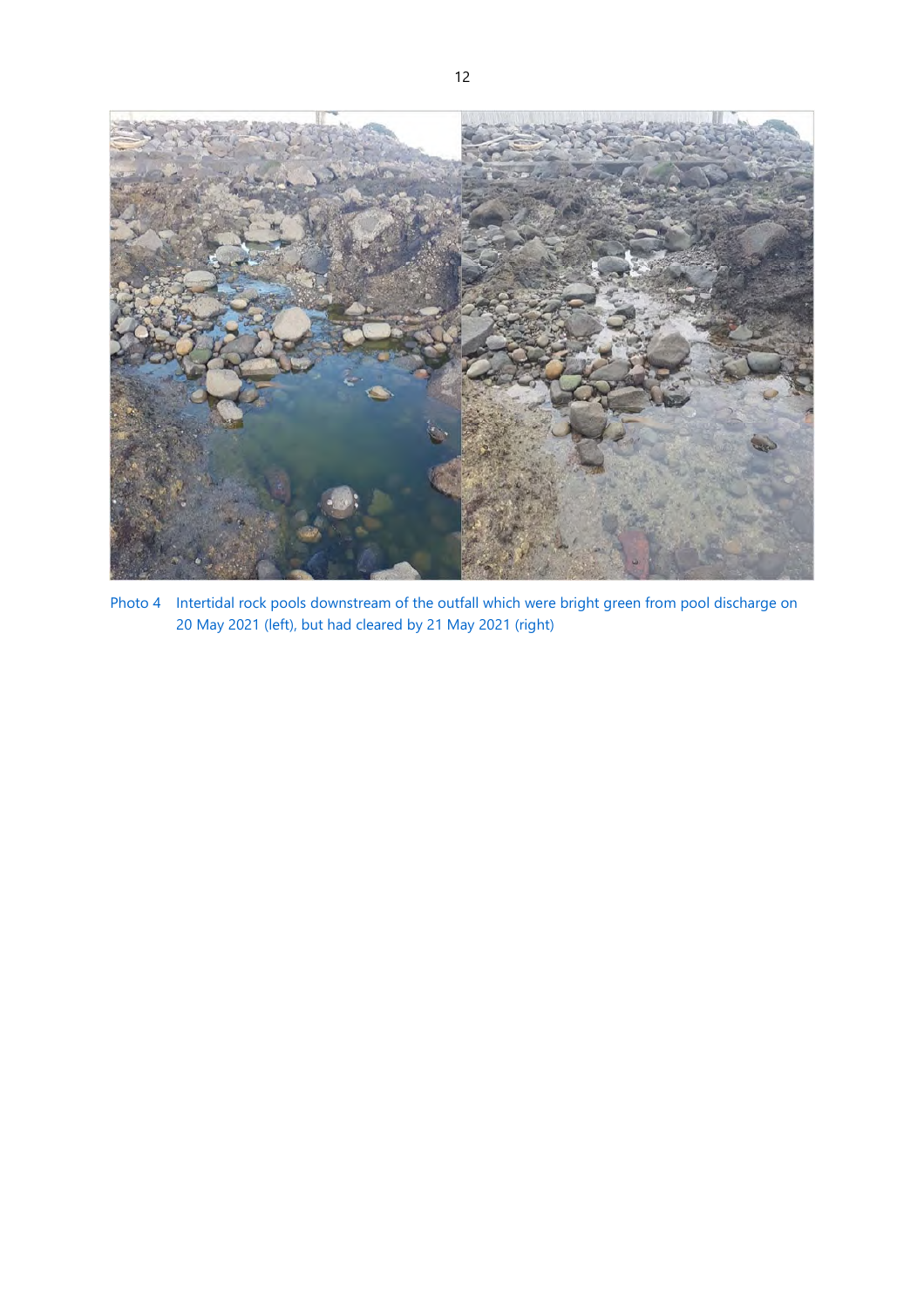Photo 4 Intertidal rock pools downstream of the outfall which were bright green from pool discharge on 20 May 2021 (left), but had cleared by 21 May 2021 (right)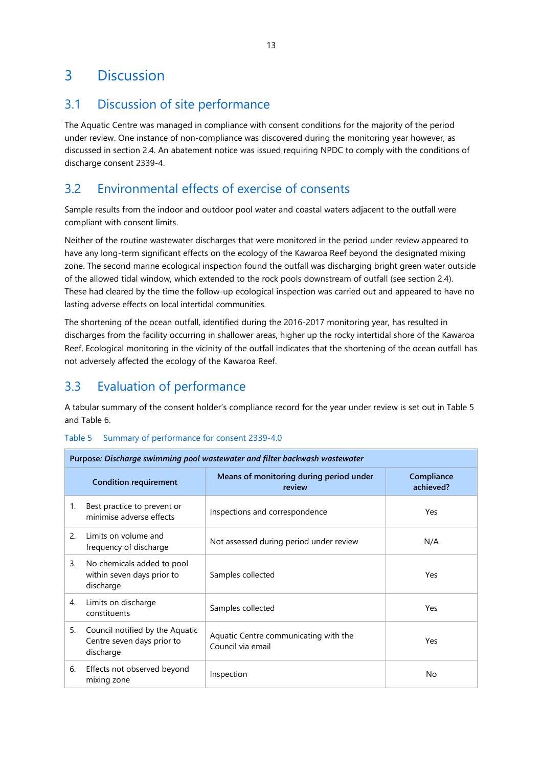# 3 Discussion

## 3.1 Discussion of site performance

The Aquatic Centre was managed in compliance with consent conditions for the majority of the period under review. One instance of non-compliance was discovered during the monitoring year however, as discussed in section 2.4. An abatement notice was issued requiring NPDC to comply with the conditions of discharge consent 2339-4.

## 3.2 Environmental effects of exercise of consents

Sample results from the indoor and outdoor pool water and coastal waters adjacent to the outfall were compliant with consent limits.

Neither of the routine wastewater discharges that were monitored in the period under review appeared to have any long-term significant effects on the ecology of the Kawaroa Reef beyond the designated mixing zone. The second marine ecological inspection found the outfall was discharging bright green water outside of the allowed tidal window, which extended to the rock pools downstream of outfall (see section 2.4). These had cleared by the time the follow-up ecological inspection was carried out and appeared to have no lasting adverse effects on local intertidal communities.

The shortening of the ocean outfall, identified during the 2016-2017 monitoring year, has resulted in discharges from the facility occurring in shallower areas, higher up the rocky intertidal shore of the Kawaroa Reef. Ecological monitoring in the vicinity of the outfall indicates that the shortening of the ocean outfall has not adversely affected the ecology of the Kawaroa Reef.

## 3.3 Evaluation of performance

A tabular summary of the consent holder's compliance record for the year under review is set out in Table 5 and Table 6.

Table 5 Summary of performance for consent 2339-4.0

| Purpose: *Discharge swimming pool wastewater and filter backwash wastewater* | | |
|---|---|---|
| **Condition requirement** | **Means of monitoring during period under review** | **Compliance achieved?** |
| 1. Best practice to prevent or minimise adverse effects | Inspections and correspondence | Yes |
| 2. Limits on volume and frequency of discharge | Not assessed during period under review | N/A |
| 3. No chemicals added to pool within seven days prior to discharge | Samples collected | Yes |
| 4. Limits on discharge constituents | Samples collected | Yes |
| 5. Council notified by the Aquatic Centre seven days prior to discharge | Aquatic Centre communicating with the Council via email | Yes |
| 6. Effects not observed beyond mixing zone | Inspection | No |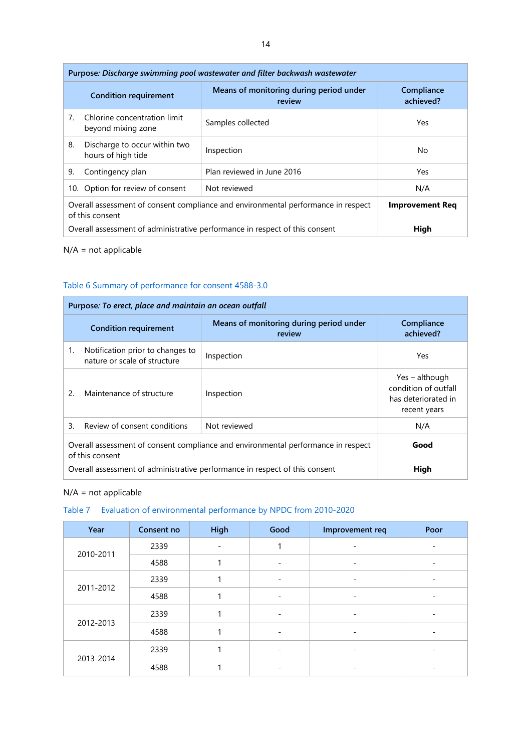| Purpose: *Discharge swimming pool wastewater and filter backwash wastewater* | | |
|---|---|---|
| **Condition requirement** | **Means of monitoring during period under review** | **Compliance achieved?** |
| 7. Chlorine concentration limit beyond mixing zone | Samples collected | Yes |
| 8. Discharge to occur within two hours of high tide | Inspection | No |
| 9. Contingency plan | Plan reviewed in June 2016 | Yes |
| 10. Option for review of consent | Not reviewed | N/A |
| Overall assessment of consent compliance and environmental performance in respect of this consent | | **Improvement Req** |
| Overall assessment of administrative performance in respect of this consent | | **High** |

N/A = not applicable

Table 6 Summary of performance for consent 4588-3.0

| Purpose: *To erect, place and maintain an ocean outfall* | | |
|---|---|---|
| **Condition requirement** | **Means of monitoring during period under review** | **Compliance achieved?** |
| 1. Notification prior to changes to nature or scale of structure | Inspection | Yes |
| 2. Maintenance of structure | Inspection | Yes – although condition of outfall has deteriorated in recent years |
| 3. Review of consent conditions | Not reviewed | N/A |
| Overall assessment of consent compliance and environmental performance in respect of this consent | | **Good** |
| Overall assessment of administrative performance in respect of this consent | | **High** |

N/A = not applicable

Table 7 Evaluation of environmental performance by NPDC from 2010-2020

| Year | Consent no | High | Good | Improvement req | Poor |
|---|---|---|---|---|---|
| 2010-2011 | 2339 | - | 1 | - | - |
| | 4588 | 1 | - | - | - |
| 2011-2012 | 2339 | 1 | - | - | - |
| | 4588 | 1 | - | - | - |
| 2012-2013 | 2339 | 1 | - | - | - |
| | 4588 | 1 | - | - | - |
| 2013-2014 | 2339 | 1 | - | - | - |
| | 4588 | 1 | - | - | - |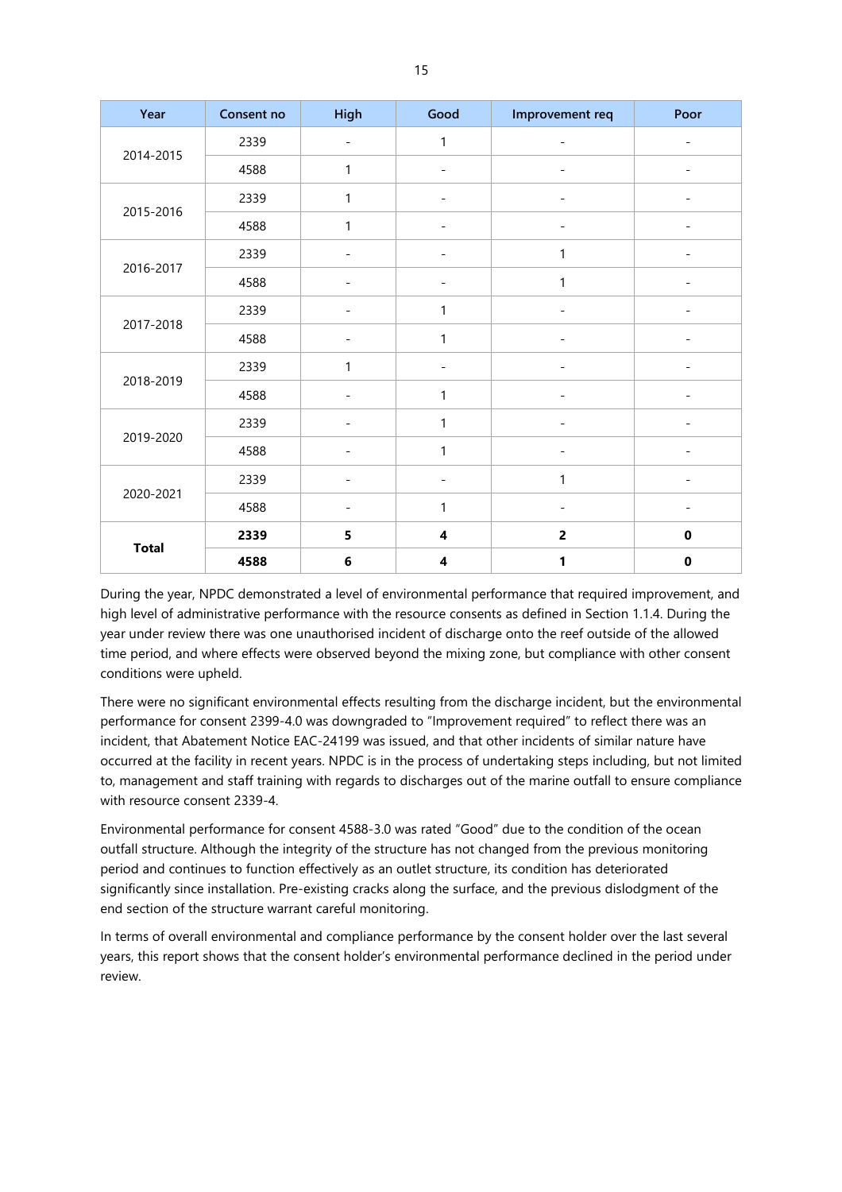| Year | Consent no | High | Good | Improvement req | Poor |
|---|---|---|---|---|---|
| 2014-2015 | 2339 | - | 1 | - | - |
| | 4588 | 1 | - | - | - |
| 2015-2016 | 2339 | 1 | - | - | - |
| | 4588 | 1 | - | - | - |
| 2016-2017 | 2339 | - | - | 1 | - |
| | 4588 | - | - | 1 | - |
| 2017-2018 | 2339 | - | 1 | - | - |
| | 4588 | - | 1 | - | - |
| 2018-2019 | 2339 | 1 | - | - | - |
| | 4588 | - | 1 | - | - |
| 2019-2020 | 2339 | - | 1 | - | - |
| | 4588 | - | 1 | - | - |
| 2020-2021 | 2339 | - | - | 1 | - |
| | 4588 | - | 1 | - | - |
| **Total** | **2339** | **5** | **4** | **2** | **0** |
| | **4588** | **6** | **4** | **1** | **0** |

During the year, NPDC demonstrated a level of environmental performance that required improvement, and high level of administrative performance with the resource consents as defined in Section 1.1.4. During the year under review there was one unauthorised incident of discharge onto the reef outside of the allowed time period, and where effects were observed beyond the mixing zone, but compliance with other consent conditions were upheld.

There were no significant environmental effects resulting from the discharge incident, but the environmental performance for consent 2399-4.0 was downgraded to "Improvement required" to reflect there was an incident, that Abatement Notice EAC-24199 was issued, and that other incidents of similar nature have occurred at the facility in recent years. NPDC is in the process of undertaking steps including, but not limited to, management and staff training with regards to discharges out of the marine outfall to ensure compliance with resource consent 2339-4.

Environmental performance for consent 4588-3.0 was rated "Good" due to the condition of the ocean outfall structure. Although the integrity of the structure has not changed from the previous monitoring period and continues to function effectively as an outlet structure, its condition has deteriorated significantly since installation. Pre-existing cracks along the surface, and the previous dislodgment of the end section of the structure warrant careful monitoring.

In terms of overall environmental and compliance performance by the consent holder over the last several years, this report shows that the consent holder's environmental performance declined in the period under review.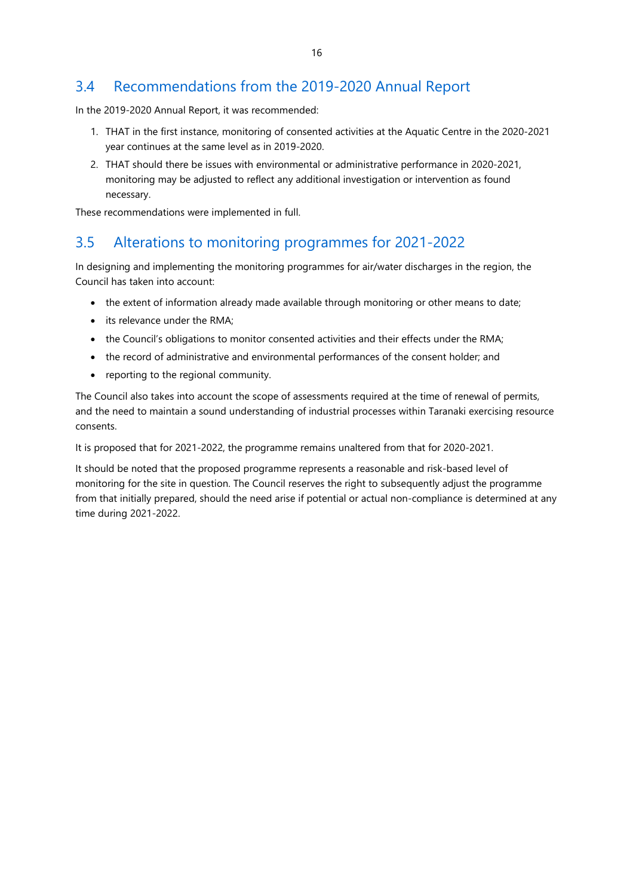## 3.4 Recommendations from the 2019-2020 Annual Report

In the 2019-2020 Annual Report, it was recommended:

1. THAT in the first instance, monitoring of consented activities at the Aquatic Centre in the 2020-2021 year continues at the same level as in 2019-2020.
2. THAT should there be issues with environmental or administrative performance in 2020-2021, monitoring may be adjusted to reflect any additional investigation or intervention as found necessary.

These recommendations were implemented in full.

## 3.5 Alterations to monitoring programmes for 2021-2022

In designing and implementing the monitoring programmes for air/water discharges in the region, the Council has taken into account:

- the extent of information already made available through monitoring or other means to date;
- its relevance under the RMA;
- the Council's obligations to monitor consented activities and their effects under the RMA;
- the record of administrative and environmental performances of the consent holder; and
- reporting to the regional community.

The Council also takes into account the scope of assessments required at the time of renewal of permits, and the need to maintain a sound understanding of industrial processes within Taranaki exercising resource consents.

It is proposed that for 2021-2022, the programme remains unaltered from that for 2020-2021.

It should be noted that the proposed programme represents a reasonable and risk-based level of monitoring for the site in question. The Council reserves the right to subsequently adjust the programme from that initially prepared, should the need arise if potential or actual non-compliance is determined at any time during 2021-2022.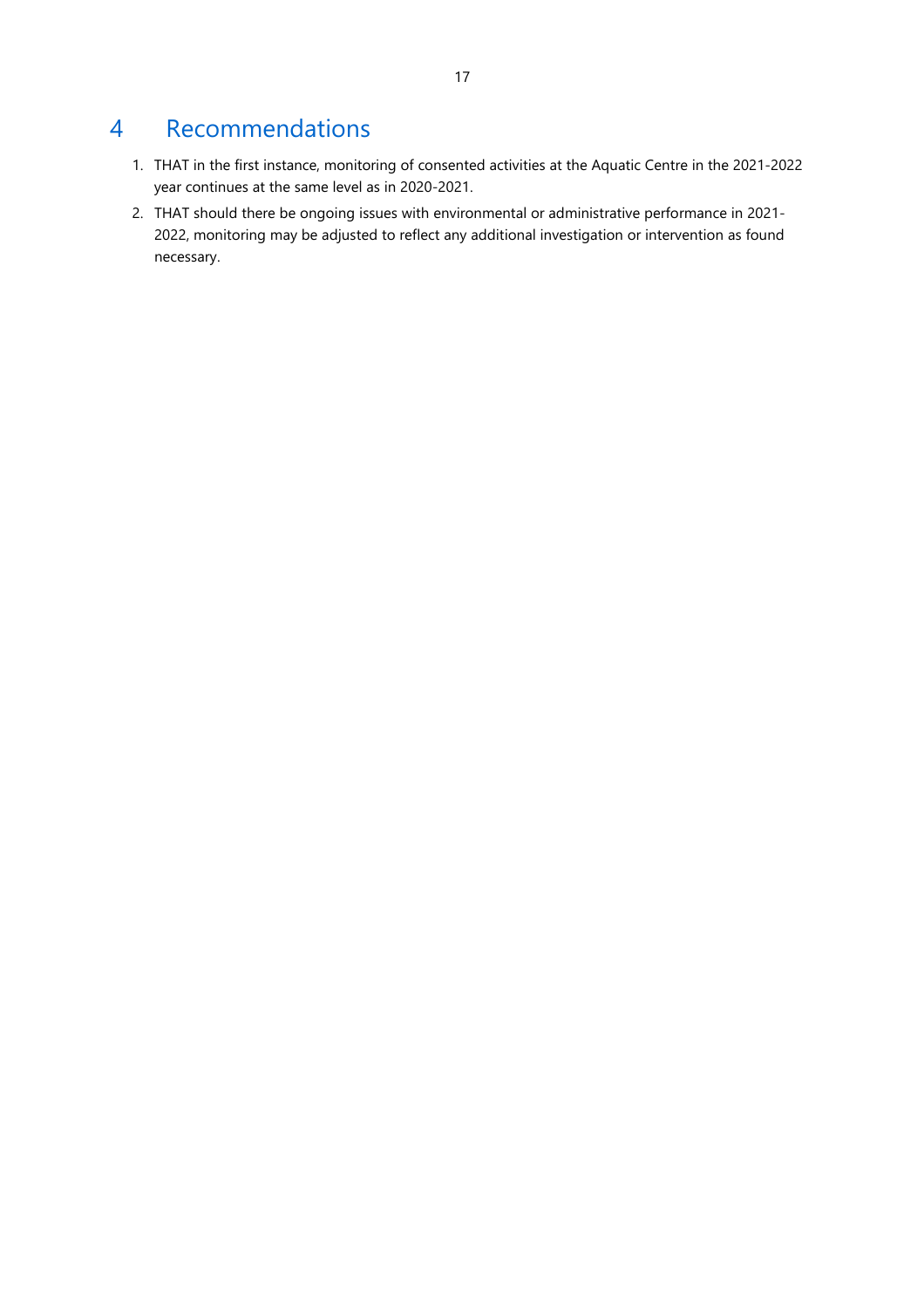# 4 Recommendations

1. THAT in the first instance, monitoring of consented activities at the Aquatic Centre in the 2021-2022 year continues at the same level as in 2020-2021.
2. THAT should there be ongoing issues with environmental or administrative performance in 2021-2022, monitoring may be adjusted to reflect any additional investigation or intervention as found necessary.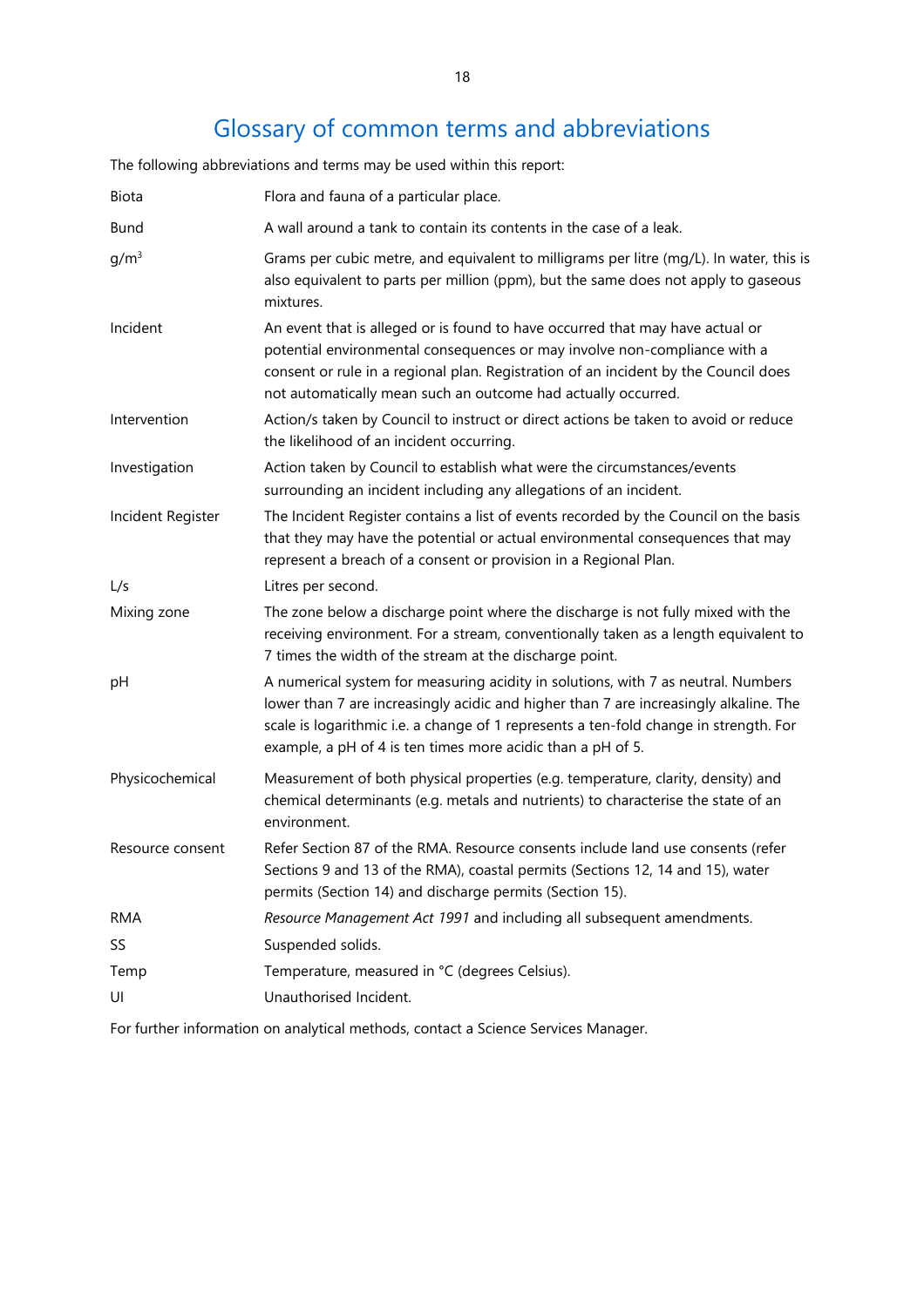# Glossary of common terms and abbreviations

The following abbreviations and terms may be used within this report:

| | |
|---|---|
| Biota | Flora and fauna of a particular place. |
| Bund | A wall around a tank to contain its contents in the case of a leak. |
| $g/m^3$ | Grams per cubic metre, and equivalent to milligrams per litre (mg/L). In water, this is also equivalent to parts per million (ppm), but the same does not apply to gaseous mixtures. |
| Incident | An event that is alleged or is found to have occurred that may have actual or potential environmental consequences or may involve non-compliance with a consent or rule in a regional plan. Registration of an incident by the Council does not automatically mean such an outcome had actually occurred. |
| Intervention | Action/s taken by Council to instruct or direct actions be taken to avoid or reduce the likelihood of an incident occurring. |
| Investigation | Action taken by Council to establish what were the circumstances/events surrounding an incident including any allegations of an incident. |
| Incident Register | The Incident Register contains a list of events recorded by the Council on the basis that they may have the potential or actual environmental consequences that may represent a breach of a consent or provision in a Regional Plan. |
| L/s | Litres per second. |
| Mixing zone | The zone below a discharge point where the discharge is not fully mixed with the receiving environment. For a stream, conventionally taken as a length equivalent to 7 times the width of the stream at the discharge point. |
| pH | A numerical system for measuring acidity in solutions, with 7 as neutral. Numbers lower than 7 are increasingly acidic and higher than 7 are increasingly alkaline. The scale is logarithmic i.e. a change of 1 represents a ten-fold change in strength. For example, a pH of 4 is ten times more acidic than a pH of 5. |
| Physicochemical | Measurement of both physical properties (e.g. temperature, clarity, density) and chemical determinants (e.g. metals and nutrients) to characterise the state of an environment. |
| Resource consent | Refer Section 87 of the RMA. Resource consents include land use consents (refer Sections 9 and 13 of the RMA), coastal permits (Sections 12, 14 and 15), water permits (Section 14) and discharge permits (Section 15). |
| RMA | *Resource Management Act 1991* and including all subsequent amendments. |
| SS | Suspended solids. |
| Temp | Temperature, measured in °C (degrees Celsius). |
| UI | Unauthorised Incident. |

For further information on analytical methods, contact a Science Services Manager.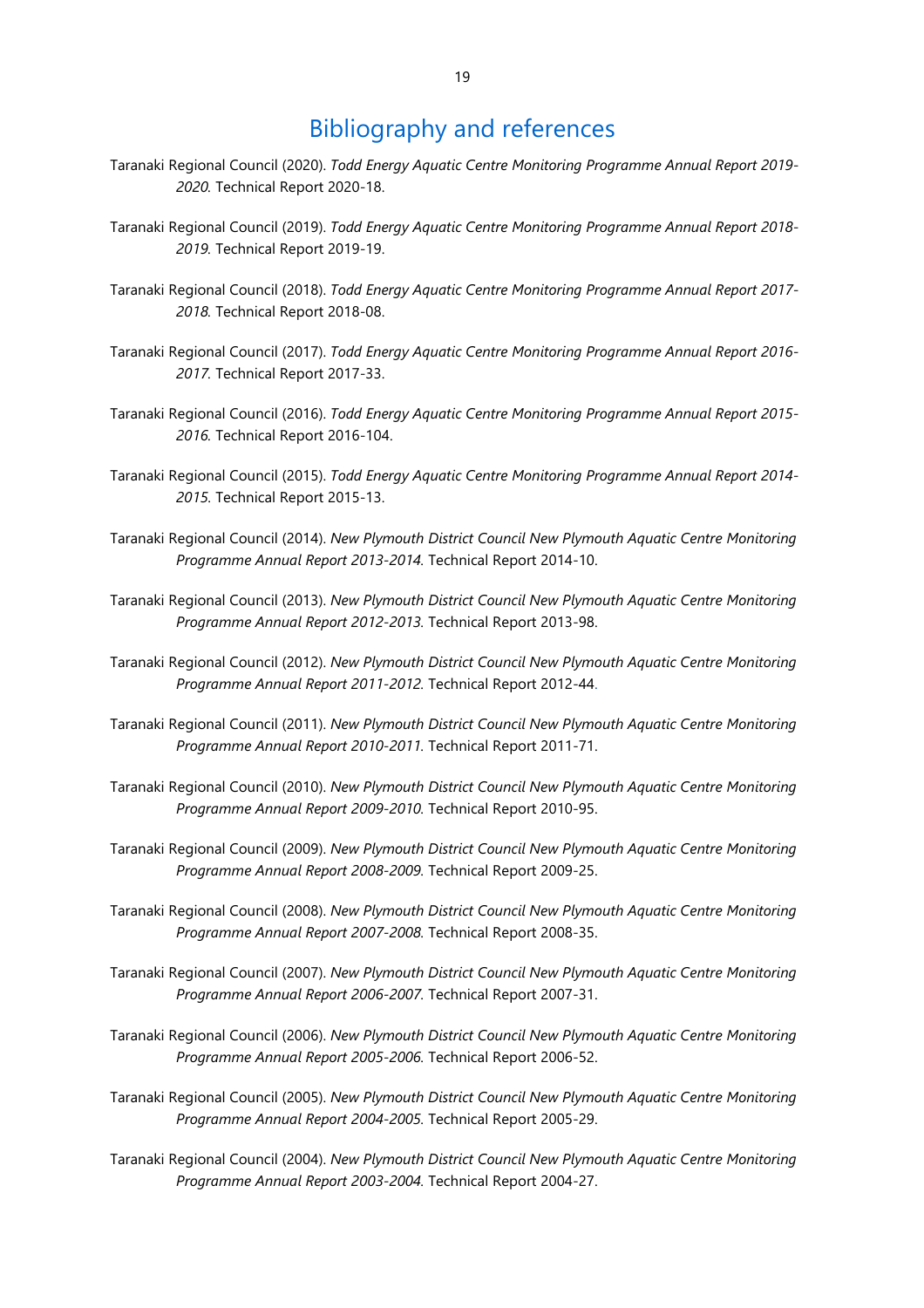# Bibliography and references

Taranaki Regional Council (2020). *Todd Energy Aquatic Centre Monitoring Programme Annual Report 2019-2020.* Technical Report 2020-18.

Taranaki Regional Council (2019). *Todd Energy Aquatic Centre Monitoring Programme Annual Report 2018-2019.* Technical Report 2019-19.

Taranaki Regional Council (2018). *Todd Energy Aquatic Centre Monitoring Programme Annual Report 2017-2018.* Technical Report 2018-08.

Taranaki Regional Council (2017). *Todd Energy Aquatic Centre Monitoring Programme Annual Report 2016-2017.* Technical Report 2017-33.

Taranaki Regional Council (2016). *Todd Energy Aquatic Centre Monitoring Programme Annual Report 2015-2016.* Technical Report 2016-104.

Taranaki Regional Council (2015). *Todd Energy Aquatic Centre Monitoring Programme Annual Report 2014-2015.* Technical Report 2015-13.

Taranaki Regional Council (2014). *New Plymouth District Council New Plymouth Aquatic Centre Monitoring Programme Annual Report 2013-2014.* Technical Report 2014-10.

Taranaki Regional Council (2013). *New Plymouth District Council New Plymouth Aquatic Centre Monitoring Programme Annual Report 2012-2013.* Technical Report 2013-98.

Taranaki Regional Council (2012). *New Plymouth District Council New Plymouth Aquatic Centre Monitoring Programme Annual Report 2011-2012.* Technical Report 2012-44.

Taranaki Regional Council (2011). *New Plymouth District Council New Plymouth Aquatic Centre Monitoring Programme Annual Report 2010-2011.* Technical Report 2011-71.

Taranaki Regional Council (2010). *New Plymouth District Council New Plymouth Aquatic Centre Monitoring Programme Annual Report 2009-2010.* Technical Report 2010-95.

Taranaki Regional Council (2009). *New Plymouth District Council New Plymouth Aquatic Centre Monitoring Programme Annual Report 2008-2009.* Technical Report 2009-25.

Taranaki Regional Council (2008). *New Plymouth District Council New Plymouth Aquatic Centre Monitoring Programme Annual Report 2007-2008.* Technical Report 2008-35.

Taranaki Regional Council (2007). *New Plymouth District Council New Plymouth Aquatic Centre Monitoring Programme Annual Report 2006-2007.* Technical Report 2007-31.

Taranaki Regional Council (2006). *New Plymouth District Council New Plymouth Aquatic Centre Monitoring Programme Annual Report 2005-2006.* Technical Report 2006-52.

Taranaki Regional Council (2005). *New Plymouth District Council New Plymouth Aquatic Centre Monitoring Programme Annual Report 2004-2005.* Technical Report 2005-29.

Taranaki Regional Council (2004). *New Plymouth District Council New Plymouth Aquatic Centre Monitoring Programme Annual Report 2003-2004.* Technical Report 2004-27.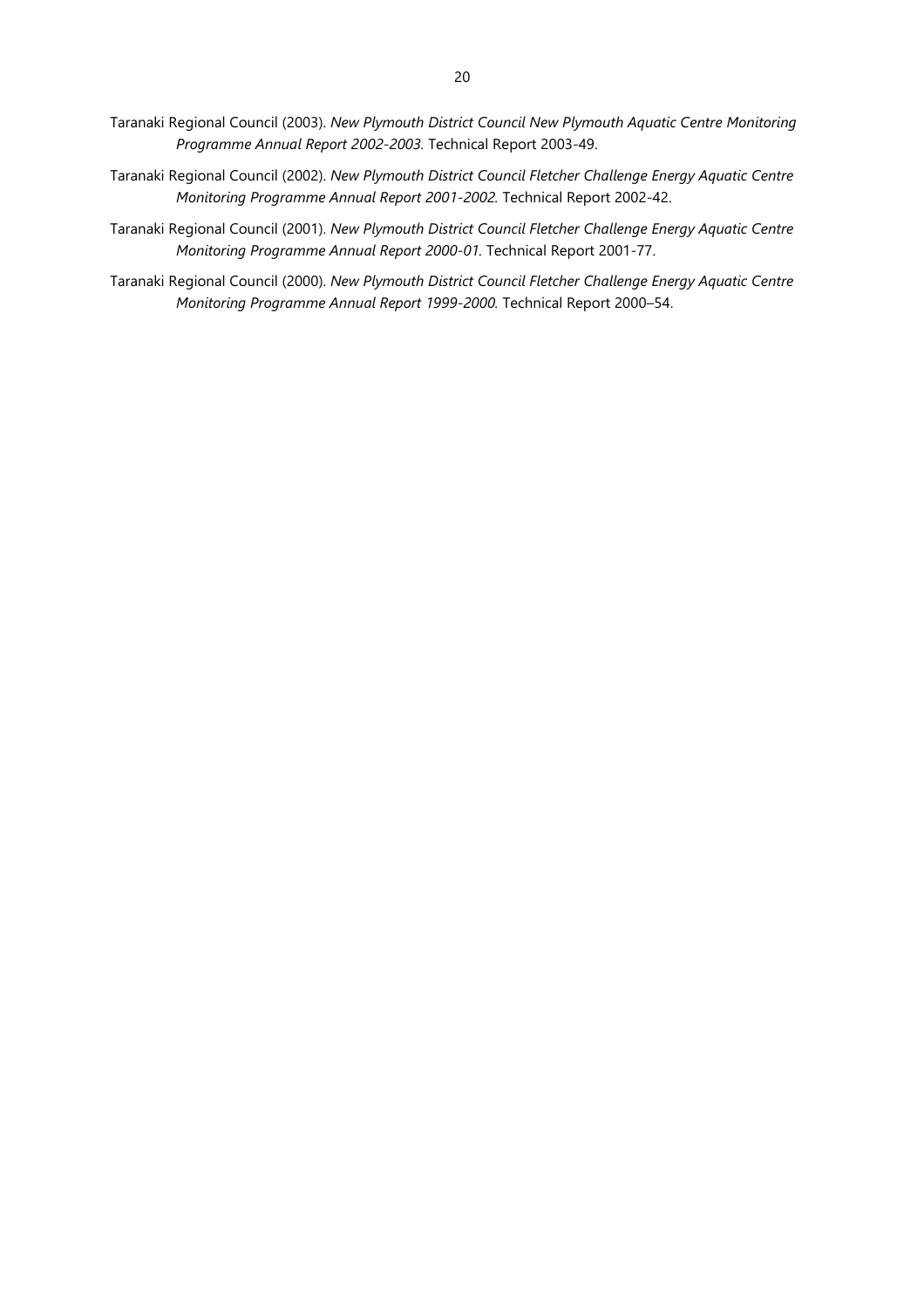Taranaki Regional Council (2003). *New Plymouth District Council New Plymouth Aquatic Centre Monitoring Programme Annual Report 2002-2003.* Technical Report 2003-49.

Taranaki Regional Council (2002). *New Plymouth District Council Fletcher Challenge Energy Aquatic Centre Monitoring Programme Annual Report 2001-2002.* Technical Report 2002-42.

Taranaki Regional Council (2001). *New Plymouth District Council Fletcher Challenge Energy Aquatic Centre Monitoring Programme Annual Report 2000-01.* Technical Report 2001-77.

Taranaki Regional Council (2000). *New Plymouth District Council Fletcher Challenge Energy Aquatic Centre Monitoring Programme Annual Report 1999-2000.* Technical Report 2000–54.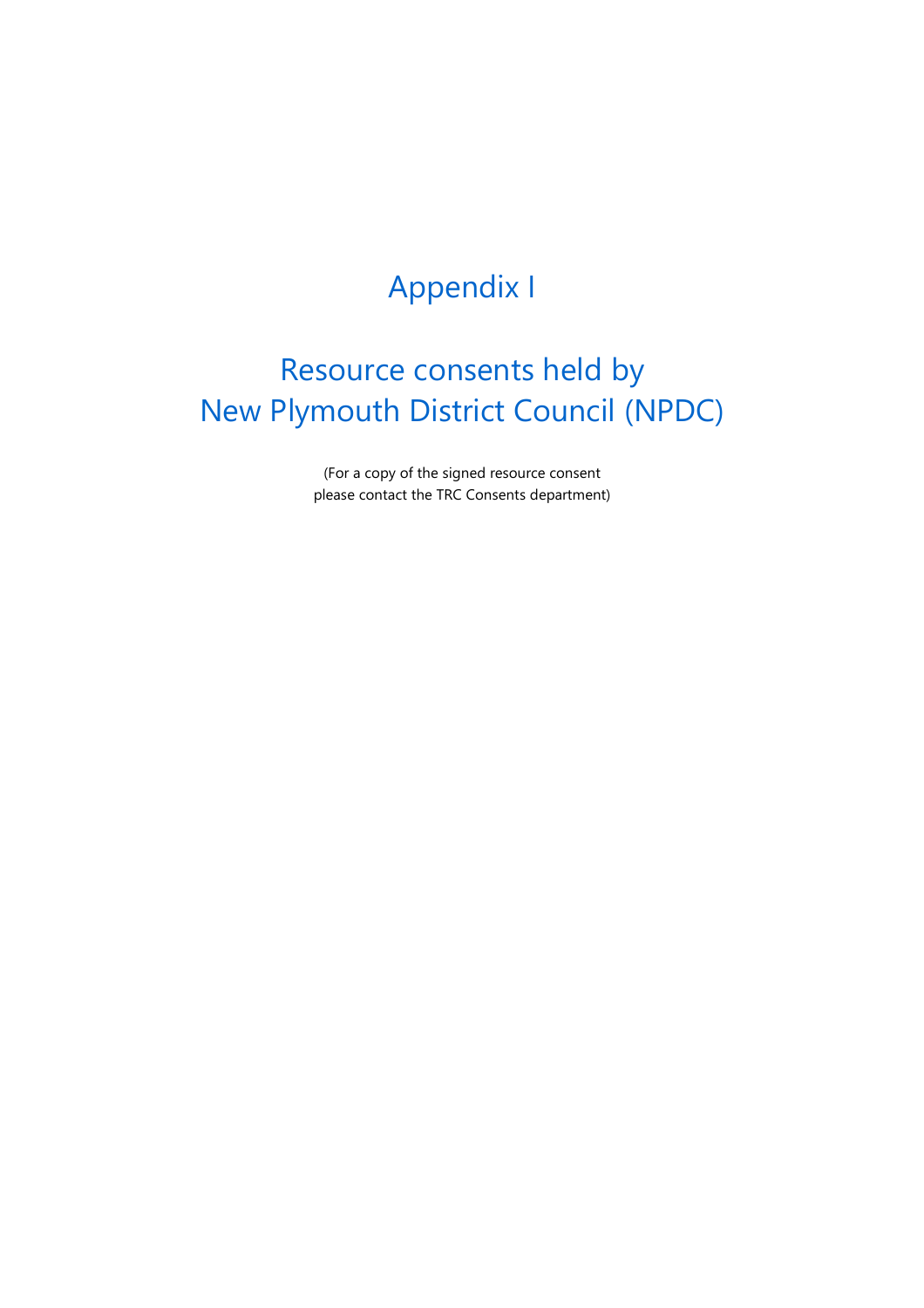# Appendix I

# Resource consents held by New Plymouth District Council (NPDC)

(For a copy of the signed resource consent please contact the TRC Consents department)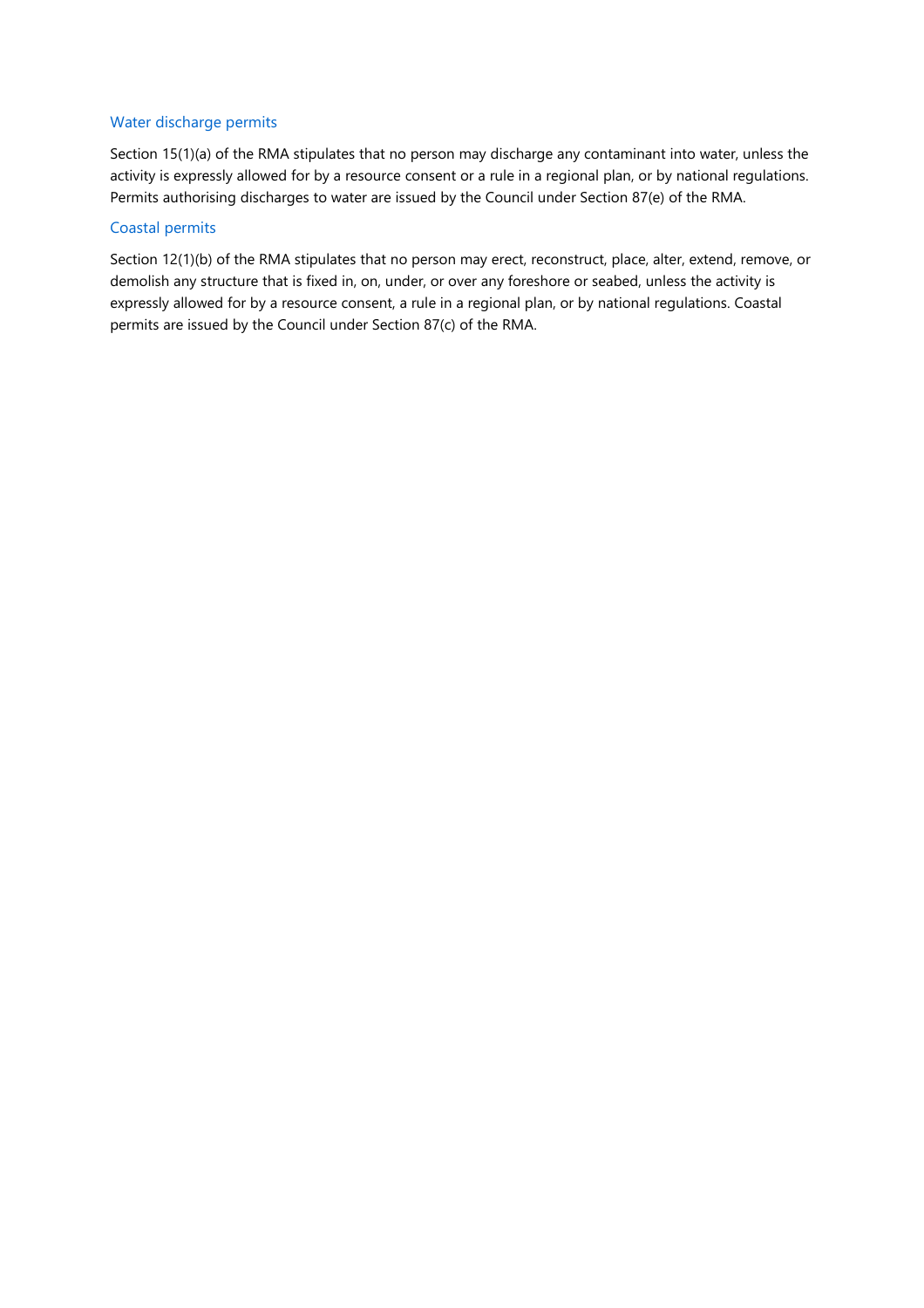### Water discharge permits

Section 15(1)(a) of the RMA stipulates that no person may discharge any contaminant into water, unless the activity is expressly allowed for by a resource consent or a rule in a regional plan, or by national regulations. Permits authorising discharges to water are issued by the Council under Section 87(e) of the RMA.

### Coastal permits

Section 12(1)(b) of the RMA stipulates that no person may erect, reconstruct, place, alter, extend, remove, or demolish any structure that is fixed in, on, under, or over any foreshore or seabed, unless the activity is expressly allowed for by a resource consent, a rule in a regional plan, or by national regulations. Coastal permits are issued by the Council under Section 87(c) of the RMA.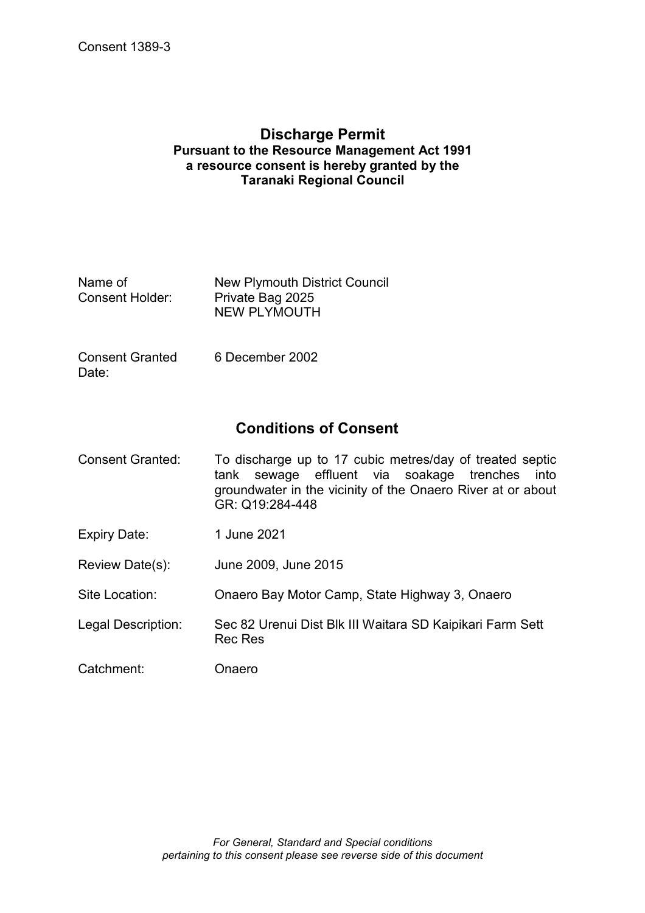Consent 1389-3

# Discharge Permit

**Pursuant to the Resource Management Act 1991**
**a resource consent is hereby granted by the**
**Taranaki Regional Council**

| | |
|---|---|
| Name of Consent Holder: | New Plymouth District Council<br>Private Bag 2025<br>NEW PLYMOUTH |
| Consent Granted Date: | 6 December 2002 |

## Conditions of Consent

| | |
|---|---|
| Consent Granted: | To discharge up to 17 cubic metres/day of treated septic tank sewage effluent via soakage trenches into groundwater in the vicinity of the Onaero River at or about GR: Q19:284-448 |
| Expiry Date: | 1 June 2021 |
| Review Date(s): | June 2009, June 2015 |
| Site Location: | Onaero Bay Motor Camp, State Highway 3, Onaero |
| Legal Description: | Sec 82 Urenui Dist Blk III Waitara SD Kaipikari Farm Sett Rec Res |
| Catchment: | Onaero |

*For General, Standard and Special conditions pertaining to this consent please see reverse side of this document*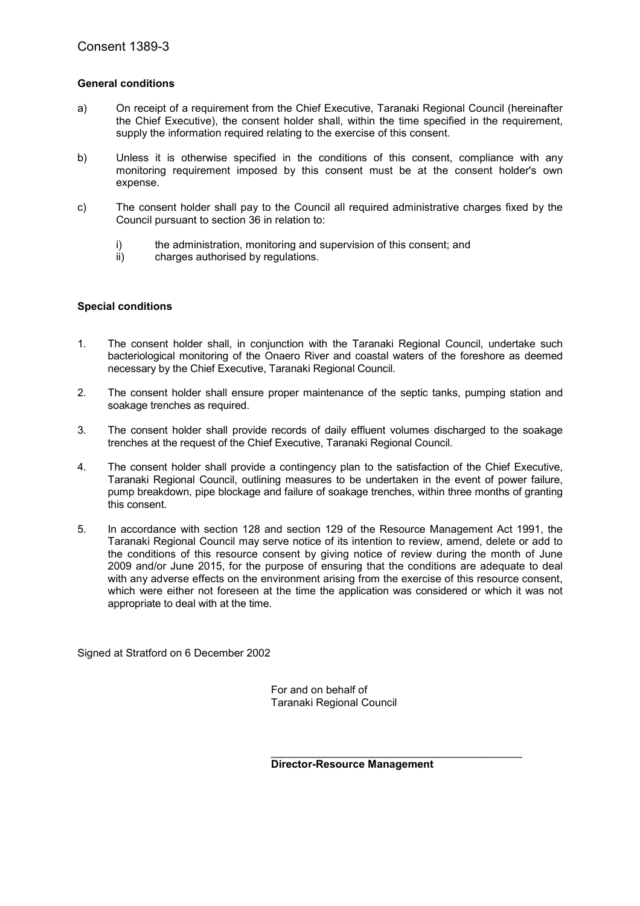Consent 1389-3

**General conditions**

a) On receipt of a requirement from the Chief Executive, Taranaki Regional Council (hereinafter the Chief Executive), the consent holder shall, within the time specified in the requirement, supply the information required relating to the exercise of this consent.

b) Unless it is otherwise specified in the conditions of this consent, compliance with any monitoring requirement imposed by this consent must be at the consent holder's own expense.

c) The consent holder shall pay to the Council all required administrative charges fixed by the Council pursuant to section 36 in relation to:

   i) the administration, monitoring and supervision of this consent; and
   ii) charges authorised by regulations.

**Special conditions**

1. The consent holder shall, in conjunction with the Taranaki Regional Council, undertake such bacteriological monitoring of the Onaero River and coastal waters of the foreshore as deemed necessary by the Chief Executive, Taranaki Regional Council.

2. The consent holder shall ensure proper maintenance of the septic tanks, pumping station and soakage trenches as required.

3. The consent holder shall provide records of daily effluent volumes discharged to the soakage trenches at the request of the Chief Executive, Taranaki Regional Council.

4. The consent holder shall provide a contingency plan to the satisfaction of the Chief Executive, Taranaki Regional Council, outlining measures to be undertaken in the event of power failure, pump breakdown, pipe blockage and failure of soakage trenches, within three months of granting this consent.

5. In accordance with section 128 and section 129 of the Resource Management Act 1991, the Taranaki Regional Council may serve notice of its intention to review, amend, delete or add to the conditions of this resource consent by giving notice of review during the month of June 2009 and/or June 2015, for the purpose of ensuring that the conditions are adequate to deal with any adverse effects on the environment arising from the exercise of this resource consent, which were either not foreseen at the time the application was considered or which it was not appropriate to deal with at the time.

Signed at Stratford on 6 December 2002

For and on behalf of
Taranaki Regional Council

\_\_\_\_\_\_\_\_\_\_\_\_\_\_\_\_\_\_\_\_\_\_\_\_\_\_\_\_\_\_\_\_\_\_\_\_\_\_\_\_\_\_\_\_

**Director-Resource Management**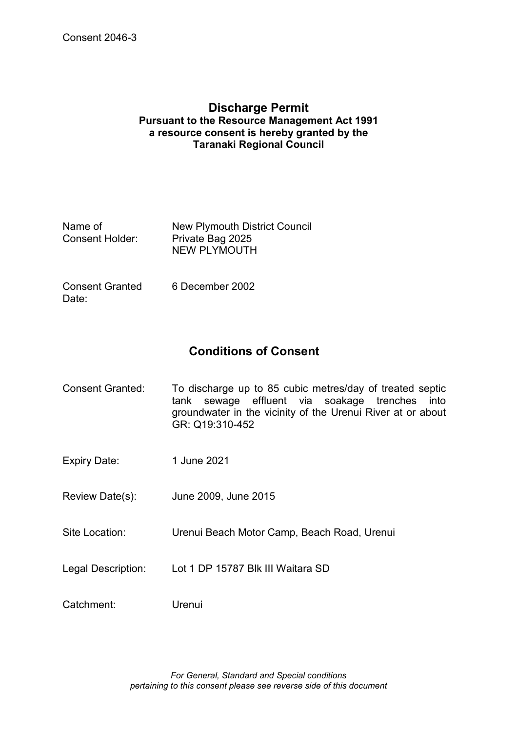Consent 2046-3

# Discharge Permit

**Pursuant to the Resource Management Act 1991**
**a resource consent is hereby granted by the**
**Taranaki Regional Council**

| | |
|---|---|
| Name of Consent Holder: | New Plymouth District Council<br>Private Bag 2025<br>NEW PLYMOUTH |
| Consent Granted Date: | 6 December 2002 |

## Conditions of Consent

| | |
|---|---|
| Consent Granted: | To discharge up to 85 cubic metres/day of treated septic tank sewage effluent via soakage trenches into groundwater in the vicinity of the Urenui River at or about GR: Q19:310-452 |
| Expiry Date: | 1 June 2021 |
| Review Date(s): | June 2009, June 2015 |
| Site Location: | Urenui Beach Motor Camp, Beach Road, Urenui |
| Legal Description: | Lot 1 DP 15787 Blk III Waitara SD |
| Catchment: | Urenui |

*For General, Standard and Special conditions pertaining to this consent please see reverse side of this document*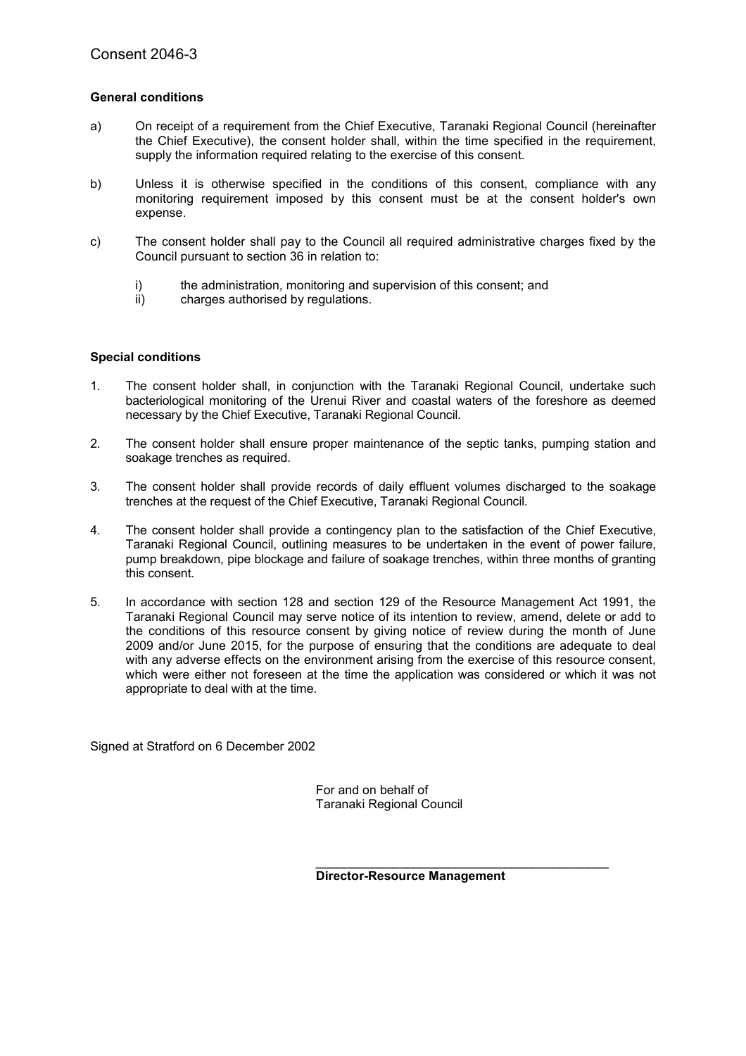Consent 2046-3

**General conditions**

a) On receipt of a requirement from the Chief Executive, Taranaki Regional Council (hereinafter the Chief Executive), the consent holder shall, within the time specified in the requirement, supply the information required relating to the exercise of this consent.

b) Unless it is otherwise specified in the conditions of this consent, compliance with any monitoring requirement imposed by this consent must be at the consent holder's own expense.

c) The consent holder shall pay to the Council all required administrative charges fixed by the Council pursuant to section 36 in relation to:

   i) the administration, monitoring and supervision of this consent; and
   ii) charges authorised by regulations.

**Special conditions**

1. The consent holder shall, in conjunction with the Taranaki Regional Council, undertake such bacteriological monitoring of the Urenui River and coastal waters of the foreshore as deemed necessary by the Chief Executive, Taranaki Regional Council.

2. The consent holder shall ensure proper maintenance of the septic tanks, pumping station and soakage trenches as required.

3. The consent holder shall provide records of daily effluent volumes discharged to the soakage trenches at the request of the Chief Executive, Taranaki Regional Council.

4. The consent holder shall provide a contingency plan to the satisfaction of the Chief Executive, Taranaki Regional Council, outlining measures to be undertaken in the event of power failure, pump breakdown, pipe blockage and failure of soakage trenches, within three months of granting this consent.

5. In accordance with section 128 and section 129 of the Resource Management Act 1991, the Taranaki Regional Council may serve notice of its intention to review, amend, delete or add to the conditions of this resource consent by giving notice of review during the month of June 2009 and/or June 2015, for the purpose of ensuring that the conditions are adequate to deal with any adverse effects on the environment arising from the exercise of this resource consent, which were either not foreseen at the time the application was considered or which it was not appropriate to deal with at the time.

Signed at Stratford on 6 December 2002

For and on behalf of
Taranaki Regional Council

\_\_\_\_\_\_\_\_\_\_\_\_\_\_\_\_\_\_\_\_\_\_\_\_\_\_\_\_\_\_\_\_\_\_\_\_\_\_\_\_\_\_\_\_
**Director-Resource Management**